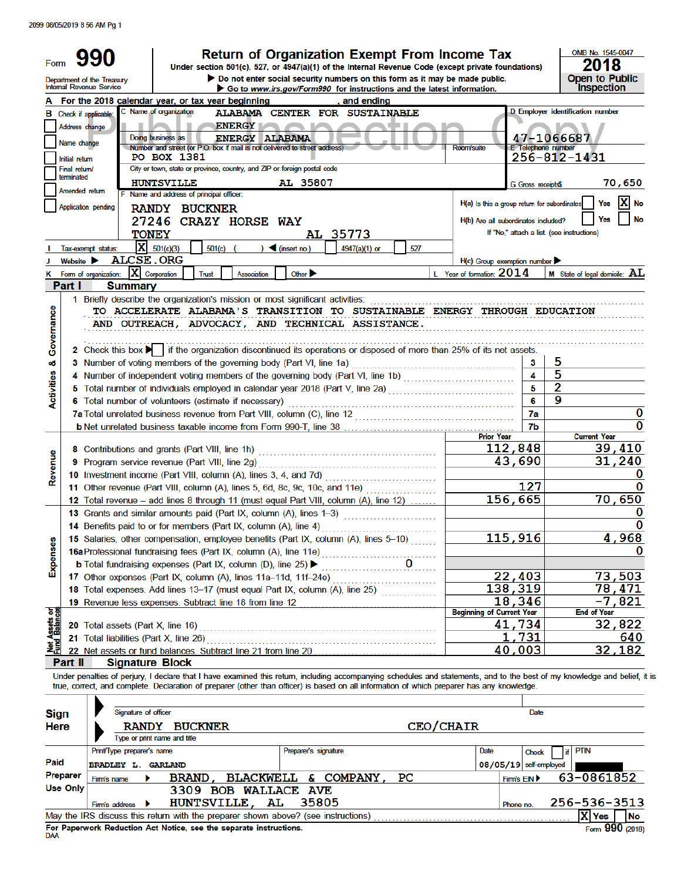2099 08/05/2019 8:56 AM Pg 1

# Form 990 — Return of Organization Exempt From Income Tax

Under section 501(c), 527, or 4947(a)(1) of the Internal Revenue Code (except private foundations)

▶ Do not enter social security numbers on this form as it may be made public.

▶ Go to *www.irs.gov/Form990* for instructions and the latest information.

Department of the Treasury
Internal Revenue Service

OMB No. 1545-0047

**2018**

**Open to Public Inspection**

Public Inspection Copy

**A** For the 2018 calendar year, or tax year beginning , and ending

**B** Check if applicable:
- [ ] Address change
- [ ] Name change
- [ ] Initial return
- [ ] Final return/terminated
- [ ] Amended return
- [ ] Application pending

**C** Name of organization: ALABAMA CENTER FOR SUSTAINABLE ENERGY

Doing business as: ENERGY ALABAMA

Number and street (or P.O. box if mail is not delivered to street address): PO BOX 1381 — Room/suite:

City or town, state or province, country, and ZIP or foreign postal code: HUNTSVILLE AL 35807

**D** Employer identification number: 47-1066687

**E** Telephone number: 256-812-1431

**G** Gross receipts $ 70,650

**F** Name and address of principal officer:
RANDY BUCKNER
27246 CRAZY HORSE WAY
TONEY AL 35773

H(a) Is this a group return for subordinates? [ ] Yes [X] No

H(b) Are all subordinates included? [ ] Yes [ ] No
If "No," attach a list. (see instructions)

**I** Tax-exempt status: [X] 501(c)(3) [ ] 501(c) ( ) ◀ (insert no.) [ ] 4947(a)(1) or [ ] 527

**J** Website ▶ ALCSE.ORG

H(c) Group exemption number ▶

**K** Form of organization: [X] Corporation [ ] Trust [ ] Association [ ] Other ▶

**L** Year of formation: 2014

**M** State of legal domicile: AL

## Part I Summary

**Activities & Governance**

1 Briefly describe the organization's mission or most significant activities:
TO ACCELERATE ALABAMA'S TRANSITION TO SUSTAINABLE ENERGY THROUGH EDUCATION AND OUTREACH, ADVOCACY, AND TECHNICAL ASSISTANCE.

2 Check this box ▶ [ ] if the organization discontinued its operations or disposed of more than 25% of its net assets.

| Line | Description | No. | Value |
|---|---|---|---|
| 3 | Number of voting members of the governing body (Part VI, line 1a) | 3 | 5 |
| 4 | Number of independent voting members of the governing body (Part VI, line 1b) | 4 | 5 |
| 5 | Total number of individuals employed in calendar year 2018 (Part V, line 2a) | 5 | 2 |
| 6 | Total number of volunteers (estimate if necessary) | 6 | 9 |
| 7a | Total unrelated business revenue from Part VIII, column (C), line 12 | 7a | 0 |
| b | Net unrelated business taxable income from Form 990-T, line 38 | 7b | 0 |

| Section | Line | Description | Prior Year | Current Year |
|---|---|---|---|---|
| Revenue | 8 | Contributions and grants (Part VIII, line 1h) | 112,848 | 39,410 |
| | 9 | Program service revenue (Part VIII, line 2g) | 43,690 | 31,240 |
| | 10 | Investment income (Part VIII, column (A), lines 3, 4, and 7d) | | 0 |
| | 11 | Other revenue (Part VIII, column (A), lines 5, 6d, 8c, 9c, 10c, and 11e) | 127 | 0 |
| | 12 | Total revenue – add lines 8 through 11 (must equal Part VIII, column (A), line 12) | 156,665 | 70,650 |
| Expenses | 13 | Grants and similar amounts paid (Part IX, column (A), lines 1–3) | | 0 |
| | 14 | Benefits paid to or for members (Part IX, column (A), line 4) | | 0 |
| | 15 | Salaries, other compensation, employee benefits (Part IX, column (A), lines 5–10) | 115,916 | 4,968 |
| | 16a | Professional fundraising fees (Part IX, column (A), line 11e) | | 0 |
| | b | Total fundraising expenses (Part IX, column (D), line 25) ▶ 0 | | |
| | 17 | Other expenses (Part IX, column (A), lines 11a–11d, 11f–24e) | 22,403 | 73,503 |
| | 18 | Total expenses. Add lines 13–17 (must equal Part IX, column (A), line 25) | 138,319 | 78,471 |
| | 19 | Revenue less expenses. Subtract line 18 from line 12 | 18,346 | -7,821 |

| Section | Line | Description | Beginning of Current Year | End of Year |
|---|---|---|---|---|
| Net Assets or Fund Balances | 20 | Total assets (Part X, line 16) | 41,734 | 32,822 |
| | 21 | Total liabilities (Part X, line 26) | 1,731 | 640 |
| | 22 | Net assets or fund balances. Subtract line 21 from line 20 | 40,003 | 32,182 |

## Part II Signature Block

Under penalties of perjury, I declare that I have examined this return, including accompanying schedules and statements, and to the best of my knowledge and belief, it is true, correct, and complete. Declaration of preparer (other than officer) is based on all information of which preparer has any knowledge.

**Sign Here**

Signature of officer — Date

RANDY BUCKNER — CEO/CHAIR
Type or print name and title

**Paid Preparer Use Only**

| Print/Type preparer's name | Preparer's signature | Date | Check [ ] if self-employed | PTIN |
|---|---|---|---|---|
| BRADLEY L. GARLAND | | 08/05/19 | | |

Firm's name ▶ BRAND, BLACKWELL & COMPANY, PC — Firm's EIN ▶ 63-0861852

Firm's address ▶ 3309 BOB WALLACE AVE, HUNTSVILLE, AL 35805 — Phone no. 256-536-3513

May the IRS discuss this return with the preparer shown above? (see instructions) [X] Yes [ ] No

**For Paperwork Reduction Act Notice, see the separate instructions.**

DAA — Form 990 (2018)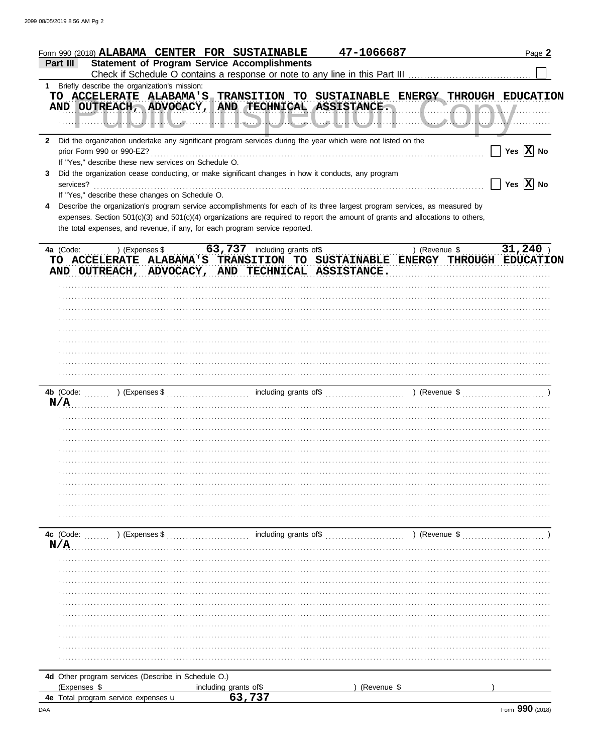Form 990 (2018) ALABAMA CENTER FOR SUSTAINABLE 47-1066687 Page **2**

**Part III** **Statement of Program Service Accomplishments**

Check if Schedule O contains a response or note to any line in this Part III ☐

**1** Briefly describe the organization's mission:

TO ACCELERATE ALABAMA'S TRANSITION TO SUSTAINABLE ENERGY THROUGH EDUCATION AND OUTREACH, ADVOCACY, AND TECHNICAL ASSISTANCE.

**2** Did the organization undertake any significant program services during the year which were not listed on the prior Form 990 or 990-EZ? ☐ Yes ☒ No

If "Yes," describe these new services on Schedule O.

**3** Did the organization cease conducting, or make significant changes in how it conducts, any program services? ☐ Yes ☒ No

If "Yes," describe these changes on Schedule O.

**4** Describe the organization's program service accomplishments for each of its three largest program services, as measured by expenses. Section 501(c)(3) and 501(c)(4) organizations are required to report the amount of grants and allocations to others, the total expenses, and revenue, if any, for each program service reported.

**4a** (Code: ) (Expenses $ 63,737 including grants of$ ) (Revenue $ 31,240 )

TO ACCELERATE ALABAMA'S TRANSITION TO SUSTAINABLE ENERGY THROUGH EDUCATION AND OUTREACH, ADVOCACY, AND TECHNICAL ASSISTANCE.

**4b** (Code: ) (Expenses $ including grants of$ ) (Revenue $ )

N/A

**4c** (Code: ) (Expenses $ including grants of$ ) (Revenue $ )

N/A

**4d** Other program services (Describe in Schedule O.)

(Expenses $ including grants of$ ) (Revenue $ )

**4e** Total program service expenses ▶ 63,737

Form **990** (2018)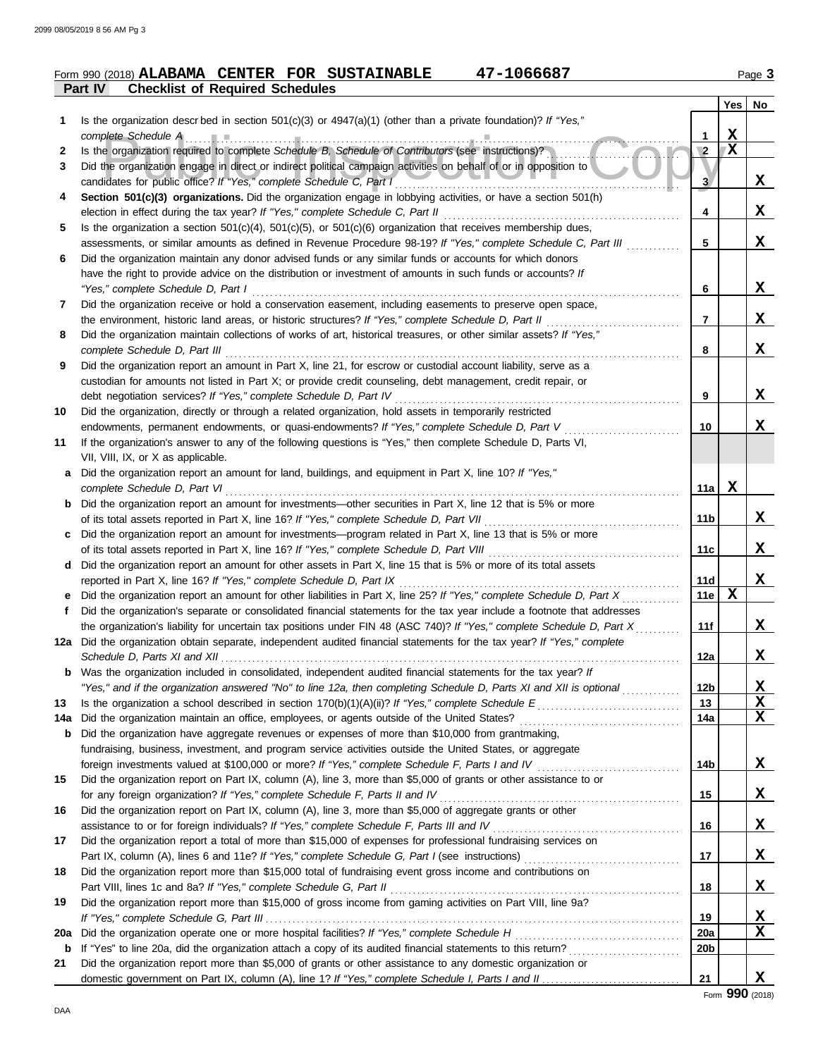Form 990 (2018) **ALABAMA CENTER FOR SUSTAINABLE 47-1066687** Page **3**

## Part IV Checklist of Required Schedules

| | | | Yes | No |
|---|---|---|---|---|
| **1** | Is the organization described in section 501(c)(3) or 4947(a)(1) (other than a private foundation)? *If "Yes," complete Schedule A* | **1** | **X** | |
| **2** | Is the organization required to complete *Schedule B, Schedule of Contributors* (see instructions)? | **2** | **X** | |
| **3** | Did the organization engage in direct or indirect political campaign activities on behalf of or in opposition to candidates for public office? *If "Yes," complete Schedule C, Part I* | **3** | | **X** |
| **4** | **Section 501(c)(3) organizations.** Did the organization engage in lobbying activities, or have a section 501(h) election in effect during the tax year? *If "Yes," complete Schedule C, Part II* | **4** | | **X** |
| **5** | Is the organization a section 501(c)(4), 501(c)(5), or 501(c)(6) organization that receives membership dues, assessments, or similar amounts as defined in Revenue Procedure 98-19? *If "Yes," complete Schedule C, Part III* | **5** | | **X** |
| **6** | Did the organization maintain any donor advised funds or any similar funds or accounts for which donors have the right to provide advice on the distribution or investment of amounts in such funds or accounts? *If "Yes," complete Schedule D, Part I* | **6** | | **X** |
| **7** | Did the organization receive or hold a conservation easement, including easements to preserve open space, the environment, historic land areas, or historic structures? *If "Yes," complete Schedule D, Part II* | **7** | | **X** |
| **8** | Did the organization maintain collections of works of art, historical treasures, or other similar assets? *If "Yes," complete Schedule D, Part III* | **8** | | **X** |
| **9** | Did the organization report an amount in Part X, line 21, for escrow or custodial account liability, serve as a custodian for amounts not listed in Part X; or provide credit counseling, debt management, credit repair, or debt negotiation services? *If "Yes," complete Schedule D, Part IV* | **9** | | **X** |
| **10** | Did the organization, directly or through a related organization, hold assets in temporarily restricted endowments, permanent endowments, or quasi-endowments? *If "Yes," complete Schedule D, Part V* | **10** | | **X** |
| **11** | If the organization's answer to any of the following questions is "Yes," then complete Schedule D, Parts VI, VII, VIII, IX, or X as applicable. | | | |
| **a** | Did the organization report an amount for land, buildings, and equipment in Part X, line 10? *If "Yes," complete Schedule D, Part VI* | **11a** | **X** | |
| **b** | Did the organization report an amount for investments—other securities in Part X, line 12 that is 5% or more of its total assets reported in Part X, line 16? *If "Yes," complete Schedule D, Part VII* | **11b** | | **X** |
| **c** | Did the organization report an amount for investments—program related in Part X, line 13 that is 5% or more of its total assets reported in Part X, line 16? *If "Yes," complete Schedule D, Part VIII* | **11c** | | **X** |
| **d** | Did the organization report an amount for other assets in Part X, line 15 that is 5% or more of its total assets reported in Part X, line 16? *If "Yes," complete Schedule D, Part IX* | **11d** | | **X** |
| **e** | Did the organization report an amount for other liabilities in Part X, line 25? *If "Yes," complete Schedule D, Part X* | **11e** | **X** | |
| **f** | Did the organization's separate or consolidated financial statements for the tax year include a footnote that addresses the organization's liability for uncertain tax positions under FIN 48 (ASC 740)? *If "Yes," complete Schedule D, Part X* | **11f** | | **X** |
| **12a** | Did the organization obtain separate, independent audited financial statements for the tax year? *If "Yes," complete Schedule D, Parts XI and XII* | **12a** | | **X** |
| **b** | Was the organization included in consolidated, independent audited financial statements for the tax year? *If "Yes," and if the organization answered "No" to line 12a, then completing Schedule D, Parts XI and XII is optional* | **12b** | | **X** |
| **13** | Is the organization a school described in section 170(b)(1)(A)(ii)? *If "Yes," complete Schedule E* | **13** | | **X** |
| **14a** | Did the organization maintain an office, employees, or agents outside of the United States? | **14a** | | **X** |
| **b** | Did the organization have aggregate revenues or expenses of more than $10,000 from grantmaking, fundraising, business, investment, and program service activities outside the United States, or aggregate foreign investments valued at $100,000 or more? *If "Yes," complete Schedule F, Parts I and IV* | **14b** | | **X** |
| **15** | Did the organization report on Part IX, column (A), line 3, more than $5,000 of grants or other assistance to or for any foreign organization? *If "Yes," complete Schedule F, Parts II and IV* | **15** | | **X** |
| **16** | Did the organization report on Part IX, column (A), line 3, more than $5,000 of aggregate grants or other assistance to or for foreign individuals? *If "Yes," complete Schedule F, Parts III and IV* | **16** | | **X** |
| **17** | Did the organization report a total of more than $15,000 of expenses for professional fundraising services on Part IX, column (A), lines 6 and 11e? *If "Yes," complete Schedule G, Part I* (see instructions) | **17** | | **X** |
| **18** | Did the organization report more than $15,000 total of fundraising event gross income and contributions on Part VIII, lines 1c and 8a? *If "Yes," complete Schedule G, Part II* | **18** | | **X** |
| **19** | Did the organization report more than $15,000 of gross income from gaming activities on Part VIII, line 9a? *If "Yes," complete Schedule G, Part III* | **19** | | **X** |
| **20a** | Did the organization operate one or more hospital facilities? *If "Yes," complete Schedule H* | **20a** | | **X** |
| **b** | If "Yes" to line 20a, did the organization attach a copy of its audited financial statements to this return? | **20b** | | |
| **21** | Did the organization report more than $5,000 of grants or other assistance to any domestic organization or domestic government on Part IX, column (A), line 1? *If "Yes," complete Schedule I, Parts I and II* | **21** | | **X** |

Form **990** (2018)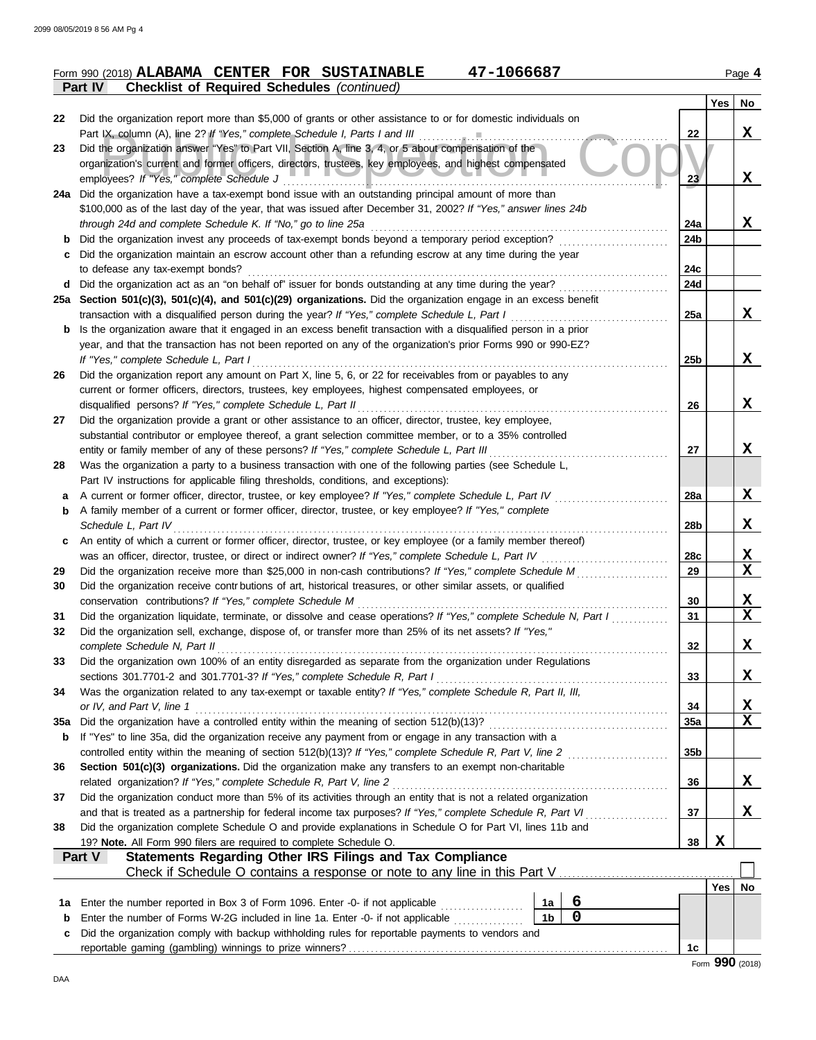Form 990 (2018) **ALABAMA CENTER FOR SUSTAINABLE 47-1066687** Page **4**

**Part IV Checklist of Required Schedules** *(continued)*

| | | | Yes | No |
|---|---|---|---|---|
| 22 | Did the organization report more than $5,000 of grants or other assistance to or for domestic individuals on Part IX, column (A), line 2? *If "Yes," complete Schedule I, Parts I and III* | 22 | | X |
| 23 | Did the organization answer "Yes" to Part VII, Section A, line 3, 4, or 5 about compensation of the organization's current and former officers, directors, trustees, key employees, and highest compensated employees? *If "Yes," complete Schedule J* | 23 | | X |
| 24a | Did the organization have a tax-exempt bond issue with an outstanding principal amount of more than $100,000 as of the last day of the year, that was issued after December 31, 2002? *If "Yes," answer lines 24b through 24d and complete Schedule K. If "No," go to line 25a* | 24a | | X |
| b | Did the organization invest any proceeds of tax-exempt bonds beyond a temporary period exception? | 24b | | |
| c | Did the organization maintain an escrow account other than a refunding escrow at any time during the year to defease any tax-exempt bonds? | 24c | | |
| d | Did the organization act as an "on behalf of" issuer for bonds outstanding at any time during the year? | 24d | | |
| 25a | **Section 501(c)(3), 501(c)(4), and 501(c)(29) organizations.** Did the organization engage in an excess benefit transaction with a disqualified person during the year? *If "Yes," complete Schedule L, Part I* | 25a | | X |
| b | Is the organization aware that it engaged in an excess benefit transaction with a disqualified person in a prior year, and that the transaction has not been reported on any of the organization's prior Forms 990 or 990-EZ? *If "Yes," complete Schedule L, Part I* | 25b | | X |
| 26 | Did the organization report any amount on Part X, line 5, 6, or 22 for receivables from or payables to any current or former officers, directors, trustees, key employees, highest compensated employees, or disqualified persons? *If "Yes," complete Schedule L, Part II* | 26 | | X |
| 27 | Did the organization provide a grant or other assistance to an officer, director, trustee, key employee, substantial contributor or employee thereof, a grant selection committee member, or to a 35% controlled entity or family member of any of these persons? *If "Yes," complete Schedule L, Part III* | 27 | | X |
| 28 | Was the organization a party to a business transaction with one of the following parties (see Schedule L, Part IV instructions for applicable filing thresholds, conditions, and exceptions): | | | |
| a | A current or former officer, director, trustee, or key employee? *If "Yes," complete Schedule L, Part IV* | 28a | | X |
| b | A family member of a current or former officer, director, trustee, or key employee? *If "Yes," complete Schedule L, Part IV* | 28b | | X |
| c | An entity of which a current or former officer, director, trustee, or key employee (or a family member thereof) was an officer, director, trustee, or direct or indirect owner? *If "Yes," complete Schedule L, Part IV* | 28c | | X |
| 29 | Did the organization receive more than $25,000 in non-cash contributions? *If "Yes," complete Schedule M* | 29 | | X |
| 30 | Did the organization receive contributions of art, historical treasures, or other similar assets, or qualified conservation contributions? *If "Yes," complete Schedule M* | 30 | | X |
| 31 | Did the organization liquidate, terminate, or dissolve and cease operations? *If "Yes," complete Schedule N, Part I* | 31 | | X |
| 32 | Did the organization sell, exchange, dispose of, or transfer more than 25% of its net assets? *If "Yes," complete Schedule N, Part II* | 32 | | X |
| 33 | Did the organization own 100% of an entity disregarded as separate from the organization under Regulations sections 301.7701-2 and 301.7701-3? *If "Yes," complete Schedule R, Part I* | 33 | | X |
| 34 | Was the organization related to any tax-exempt or taxable entity? *If "Yes," complete Schedule R, Part II, III, or IV, and Part V, line 1* | 34 | | X |
| 35a | Did the organization have a controlled entity within the meaning of section 512(b)(13)? | 35a | | X |
| b | If "Yes" to line 35a, did the organization receive any payment from or engage in any transaction with a controlled entity within the meaning of section 512(b)(13)? *If "Yes," complete Schedule R, Part V, line 2* | 35b | | |
| 36 | **Section 501(c)(3) organizations.** Did the organization make any transfers to an exempt non-charitable related organization? *If "Yes," complete Schedule R, Part V, line 2* | 36 | | X |
| 37 | Did the organization conduct more than 5% of its activities through an entity that is not a related organization and that is treated as a partnership for federal income tax purposes? *If "Yes," complete Schedule R, Part VI* | 37 | | X |
| 38 | Did the organization complete Schedule O and provide explanations in Schedule O for Part VI, lines 11b and 19? **Note.** All Form 990 filers are required to complete Schedule O. | 38 | X | |

**Part V Statements Regarding Other IRS Filings and Tax Compliance**

Check if Schedule O contains a response or note to any line in this Part V ☐

| | | | | | Yes | No |
|---|---|---|---|---|---|---|
| 1a | Enter the number reported in Box 3 of Form 1096. Enter -0- if not applicable | 1a | 6 | | | |
| b | Enter the number of Forms W-2G included in line 1a. Enter -0- if not applicable | 1b | 0 | | | |
| c | Did the organization comply with backup withholding rules for reportable payments to vendors and reportable gaming (gambling) winnings to prize winners? | | | 1c | | |

Form **990** (2018)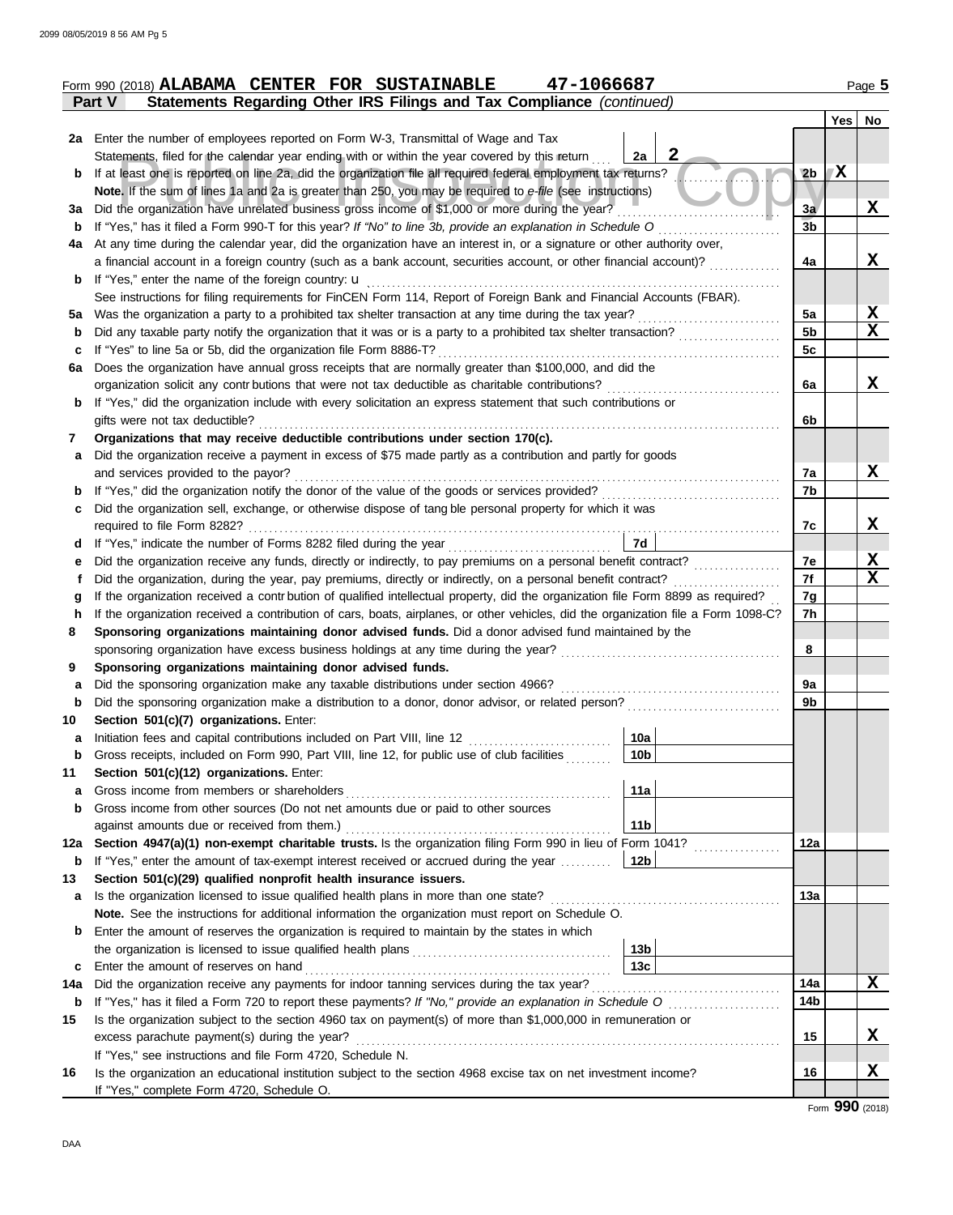Form 990 (2018) **ALABAMA CENTER FOR SUSTAINABLE 47-1066687** Page 5

**Part V Statements Regarding Other IRS Filings and Tax Compliance** *(continued)*

| Line | Description | | | | Yes | No |
|---|---|---|---|---|---|---|
| **2a** | Enter the number of employees reported on Form W-3, Transmittal of Wage and Tax Statements, filed for the calendar year ending with or within the year covered by this return | 2a | 2 | | | |
| **b** | If at least one is reported on line 2a, did the organization file all required federal employment tax returns? | | | 2b | X | |
| | **Note.** If the sum of lines 1a and 2a is greater than 250, you may be required to *e-file* (see instructions) | | | | | |
| **3a** | Did the organization have unrelated business gross income of $1,000 or more during the year? | | | 3a | | X |
| **b** | If "Yes," has it filed a Form 990-T for this year? *If "No" to line 3b, provide an explanation in Schedule O* | | | 3b | | |
| **4a** | At any time during the calendar year, did the organization have an interest in, or a signature or other authority over, a financial account in a foreign country (such as a bank account, securities account, or other financial account)? | | | 4a | | X |
| **b** | If "Yes," enter the name of the foreign country: u | | | | | |
| | See instructions for filing requirements for FinCEN Form 114, Report of Foreign Bank and Financial Accounts (FBAR). | | | | | |
| **5a** | Was the organization a party to a prohibited tax shelter transaction at any time during the tax year? | | | 5a | | X |
| **b** | Did any taxable party notify the organization that it was or is a party to a prohibited tax shelter transaction? | | | 5b | | X |
| **c** | If "Yes" to line 5a or 5b, did the organization file Form 8886-T? | | | 5c | | |
| **6a** | Does the organization have annual gross receipts that are normally greater than $100,000, and did the organization solicit any contributions that were not tax deductible as charitable contributions? | | | 6a | | X |
| **b** | If "Yes," did the organization include with every solicitation an express statement that such contributions or gifts were not tax deductible? | | | 6b | | |
| **7** | **Organizations that may receive deductible contributions under section 170(c).** | | | | | |
| **a** | Did the organization receive a payment in excess of $75 made partly as a contribution and partly for goods and services provided to the payor? | | | 7a | | X |
| **b** | If "Yes," did the organization notify the donor of the value of the goods or services provided? | | | 7b | | |
| **c** | Did the organization sell, exchange, or otherwise dispose of tangible personal property for which it was required to file Form 8282? | | | 7c | | X |
| **d** | If "Yes," indicate the number of Forms 8282 filed during the year | 7d | | | | |
| **e** | Did the organization receive any funds, directly or indirectly, to pay premiums on a personal benefit contract? | | | 7e | | X |
| **f** | Did the organization, during the year, pay premiums, directly or indirectly, on a personal benefit contract? | | | 7f | | X |
| **g** | If the organization received a contribution of qualified intellectual property, did the organization file Form 8899 as required? | | | 7g | | |
| **h** | If the organization received a contribution of cars, boats, airplanes, or other vehicles, did the organization file a Form 1098-C? | | | 7h | | |
| **8** | **Sponsoring organizations maintaining donor advised funds.** Did a donor advised fund maintained by the sponsoring organization have excess business holdings at any time during the year? | | | 8 | | |
| **9** | **Sponsoring organizations maintaining donor advised funds.** | | | | | |
| **a** | Did the sponsoring organization make any taxable distributions under section 4966? | | | 9a | | |
| **b** | Did the sponsoring organization make a distribution to a donor, donor advisor, or related person? | | | 9b | | |
| **10** | **Section 501(c)(7) organizations.** Enter: | | | | | |
| **a** | Initiation fees and capital contributions included on Part VIII, line 12 | 10a | | | | |
| **b** | Gross receipts, included on Form 990, Part VIII, line 12, for public use of club facilities | 10b | | | | |
| **11** | **Section 501(c)(12) organizations.** Enter: | | | | | |
| **a** | Gross income from members or shareholders | 11a | | | | |
| **b** | Gross income from other sources (Do not net amounts due or paid to other sources against amounts due or received from them.) | 11b | | | | |
| **12a** | **Section 4947(a)(1) non-exempt charitable trusts.** Is the organization filing Form 990 in lieu of Form 1041? | | | 12a | | |
| **b** | If "Yes," enter the amount of tax-exempt interest received or accrued during the year | 12b | | | | |
| **13** | **Section 501(c)(29) qualified nonprofit health insurance issuers.** | | | | | |
| **a** | Is the organization licensed to issue qualified health plans in more than one state? | | | 13a | | |
| | **Note.** See the instructions for additional information the organization must report on Schedule O. | | | | | |
| **b** | Enter the amount of reserves the organization is required to maintain by the states in which the organization is licensed to issue qualified health plans | 13b | | | | |
| **c** | Enter the amount of reserves on hand | 13c | | | | |
| **14a** | Did the organization receive any payments for indoor tanning services during the tax year? | | | 14a | | X |
| **b** | If "Yes," has it filed a Form 720 to report these payments? *If "No," provide an explanation in Schedule O* | | | 14b | | |
| **15** | Is the organization subject to the section 4960 tax on payment(s) of more than $1,000,000 in remuneration or excess parachute payment(s) during the year? | | | 15 | | X |
| | If "Yes," see instructions and file Form 4720, Schedule N. | | | | | |
| **16** | Is the organization an educational institution subject to the section 4968 excise tax on net investment income? | | | 16 | | X |
| | If "Yes," complete Form 4720, Schedule O. | | | | | |

Form **990** (2018)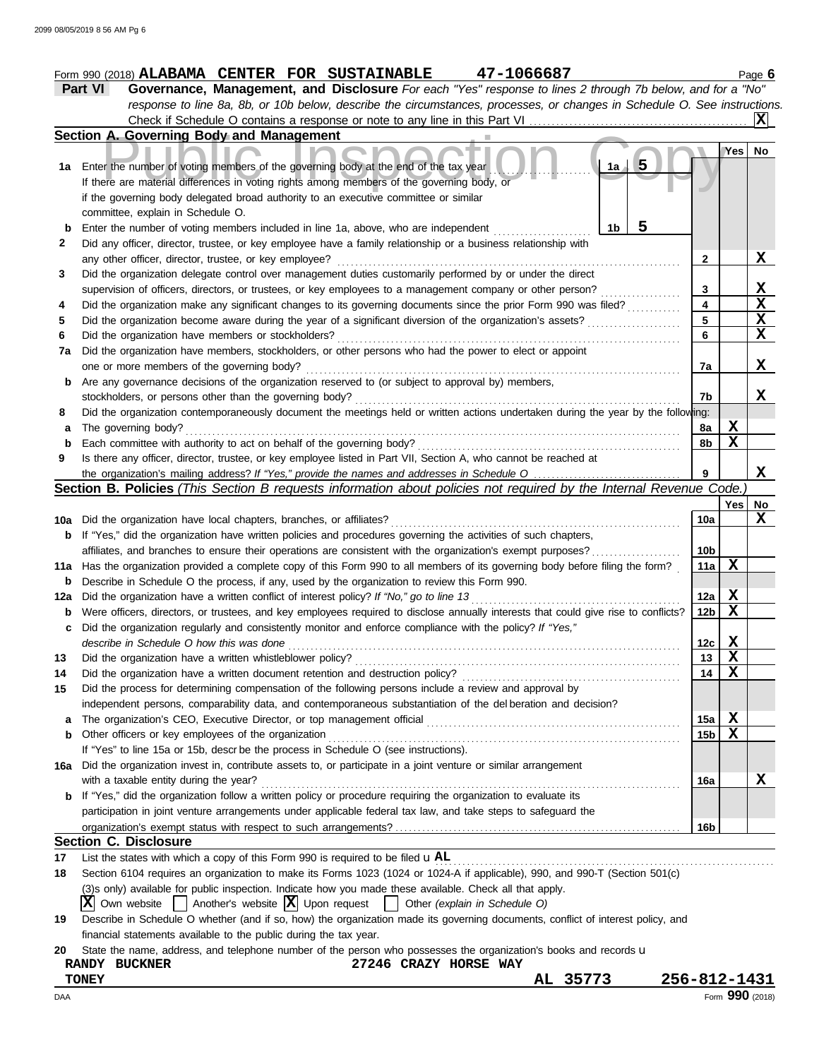Form 990 (2018) **ALABAMA CENTER FOR SUSTAINABLE** **47-1066687** Page **6**

## Part VI Governance, Management, and Disclosure

*For each "Yes" response to lines 2 through 7b below, and for a "No" response to line 8a, 8b, or 10b below, describe the circumstances, processes, or changes in Schedule O. See instructions.*

Check if Schedule O contains a response or note to any line in this Part VI .......... **X**

### Section A. Governing Body and Management

| | | | Yes | No |
|---|---|---|---|---|
| **1a** | Enter the number of voting members of the governing body at the end of the tax year ... **1a** 5<br>If there are material differences in voting rights among members of the governing body, or if the governing body delegated broad authority to an executive committee or similar committee, explain in Schedule O. | | | |
| **b** | Enter the number of voting members included in line 1a, above, who are independent ... **1b** 5 | | | |
| **2** | Did any officer, director, trustee, or key employee have a family relationship or a business relationship with any other officer, director, trustee, or key employee? | 2 | | X |
| **3** | Did the organization delegate control over management duties customarily performed by or under the direct supervision of officers, directors, or trustees, or key employees to a management company or other person? | 3 | | X |
| **4** | Did the organization make any significant changes to its governing documents since the prior Form 990 was filed? | 4 | | X |
| **5** | Did the organization become aware during the year of a significant diversion of the organization's assets? | 5 | | X |
| **6** | Did the organization have members or stockholders? | 6 | | X |
| **7a** | Did the organization have members, stockholders, or other persons who had the power to elect or appoint one or more members of the governing body? | 7a | | X |
| **b** | Are any governance decisions of the organization reserved to (or subject to approval by) members, stockholders, or persons other than the governing body? | 7b | | X |
| **8** | Did the organization contemporaneously document the meetings held or written actions undertaken during the year by the following: | | | |
| **a** | The governing body? | 8a | X | |
| **b** | Each committee with authority to act on behalf of the governing body? | 8b | X | |
| **9** | Is there any officer, director, trustee, or key employee listed in Part VII, Section A, who cannot be reached at the organization's mailing address? *If "Yes," provide the names and addresses in Schedule O* | 9 | | X |

### Section B. Policies *(This Section B requests information about policies not required by the Internal Revenue Code.)*

| | | | Yes | No |
|---|---|---|---|---|
| **10a** | Did the organization have local chapters, branches, or affiliates? | 10a | | X |
| **b** | If "Yes," did the organization have written policies and procedures governing the activities of such chapters, affiliates, and branches to ensure their operations are consistent with the organization's exempt purposes? | 10b | | |
| **11a** | Has the organization provided a complete copy of this Form 990 to all members of its governing body before filing the form? | 11a | X | |
| **b** | Describe in Schedule O the process, if any, used by the organization to review this Form 990. | | | |
| **12a** | Did the organization have a written conflict of interest policy? *If "No," go to line 13* | 12a | X | |
| **b** | Were officers, directors, or trustees, and key employees required to disclose annually interests that could give rise to conflicts? | 12b | X | |
| **c** | Did the organization regularly and consistently monitor and enforce compliance with the policy? *If "Yes," describe in Schedule O how this was done* | 12c | X | |
| **13** | Did the organization have a written whistleblower policy? | 13 | X | |
| **14** | Did the organization have a written document retention and destruction policy? | 14 | X | |
| **15** | Did the process for determining compensation of the following persons include a review and approval by independent persons, comparability data, and contemporaneous substantiation of the deliberation and decision? | | | |
| **a** | The organization's CEO, Executive Director, or top management official | 15a | X | |
| **b** | Other officers or key employees of the organization | 15b | X | |
| | If "Yes" to line 15a or 15b, describe the process in Schedule O (see instructions). | | | |
| **16a** | Did the organization invest in, contribute assets to, or participate in a joint venture or similar arrangement with a taxable entity during the year? | 16a | | X |
| **b** | If "Yes," did the organization follow a written policy or procedure requiring the organization to evaluate its participation in joint venture arrangements under applicable federal tax law, and take steps to safeguard the organization's exempt status with respect to such arrangements? | 16b | | |

### Section C. Disclosure

**17** List the states with which a copy of this Form 990 is required to be filed u **AL**

**18** Section 6104 requires an organization to make its Forms 1023 (1024 or 1024-A if applicable), 990, and 990-T (Section 501(c)(3)s only) available for public inspection. Indicate how you made these available. Check all that apply.

[X] Own website [ ] Another's website [X] Upon request [ ] Other *(explain in Schedule O)*

**19** Describe in Schedule O whether (and if so, how) the organization made its governing documents, conflict of interest policy, and financial statements available to the public during the tax year.

**20** State the name, address, and telephone number of the person who possesses the organization's books and records u

**RANDY BUCKNER** **27246 CRAZY HORSE WAY**
**TONEY** **AL 35773** **256-812-1431**

DAA Form **990** (2018)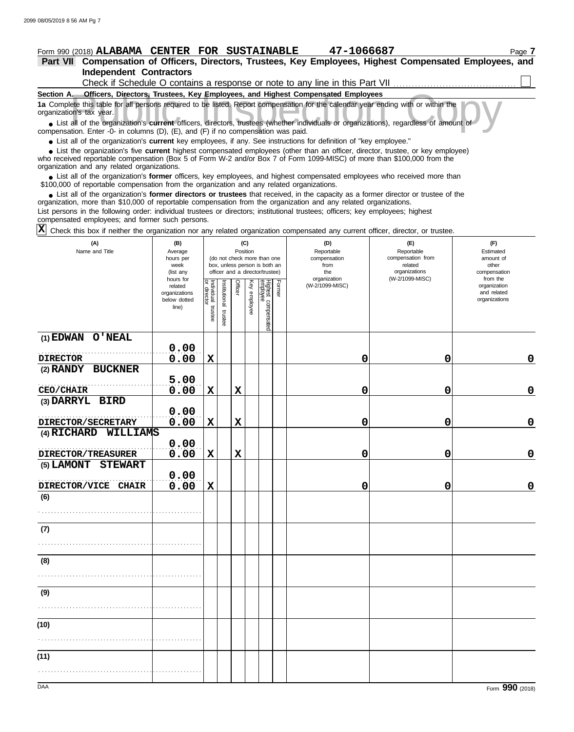Form 990 (2018) **ALABAMA CENTER FOR SUSTAINABLE 47-1066687**

**Part VII Compensation of Officers, Directors, Trustees, Key Employees, Highest Compensated Employees, and Independent Contractors**

Check if Schedule O contains a response or note to any line in this Part VII ☐

**Section A. Officers, Directors, Trustees, Key Employees, and Highest Compensated Employees**

**1a** Complete this table for all persons required to be listed. Report compensation for the calendar year ending with or within the organization's tax year.

- List all of the organization's **current** officers, directors, trustees (whether individuals or organizations), regardless of amount of compensation. Enter -0- in columns (D), (E), and (F) if no compensation was paid.
- List all of the organization's **current** key employees, if any. See instructions for definition of "key employee."
- List the organization's five **current** highest compensated employees (other than an officer, director, trustee, or key employee) who received reportable compensation (Box 5 of Form W-2 and/or Box 7 of Form 1099-MISC) of more than $100,000 from the organization and any related organizations.
- List all of the organization's **former** officers, key employees, and highest compensated employees who received more than $100,000 of reportable compensation from the organization and any related organizations.
- List all of the organization's **former directors or trustees** that received, in the capacity as a former director or trustee of the organization, more than $10,000 of reportable compensation from the organization and any related organizations.

List persons in the following order: individual trustees or directors; institutional trustees; officers; key employees; highest compensated employees; and former such persons.

☒ Check this box if neither the organization nor any related organization compensated any current officer, director, or trustee.

| (A) Name and Title | (B) Average hours per week (list any hours for related organizations below dotted line) | (C) Position: Individual trustee or director | Institutional trustee | Officer | Key employee | Highest compensated employee | Former | (D) Reportable compensation from the organization (W-2/1099-MISC) | (E) Reportable compensation from related organizations (W-2/1099-MISC) | (F) Estimated amount of other compensation from the organization and related organizations |
|---|---|---|---|---|---|---|---|---|---|---|
| (1) EDWAN O'NEAL<br>DIRECTOR | 0.00<br>0.00 | X | | | | | | 0 | 0 | 0 |
| (2) RANDY BUCKNER<br>CEO/CHAIR | 5.00<br>0.00 | X | | X | | | | 0 | 0 | 0 |
| (3) DARRYL BIRD<br>DIRECTOR/SECRETARY | 0.00<br>0.00 | X | | X | | | | 0 | 0 | 0 |
| (4) RICHARD WILLIAMS<br>DIRECTOR/TREASURER | 0.00<br>0.00 | X | | X | | | | 0 | 0 | 0 |
| (5) LAMONT STEWART<br>DIRECTOR/VICE CHAIR | 0.00<br>0.00 | X | | | | | | 0 | 0 | 0 |
| (6) | | | | | | | | | | |
| (7) | | | | | | | | | | |
| (8) | | | | | | | | | | |
| (9) | | | | | | | | | | |
| (10) | | | | | | | | | | |
| (11) | | | | | | | | | | |

DAA Form **990** (2018)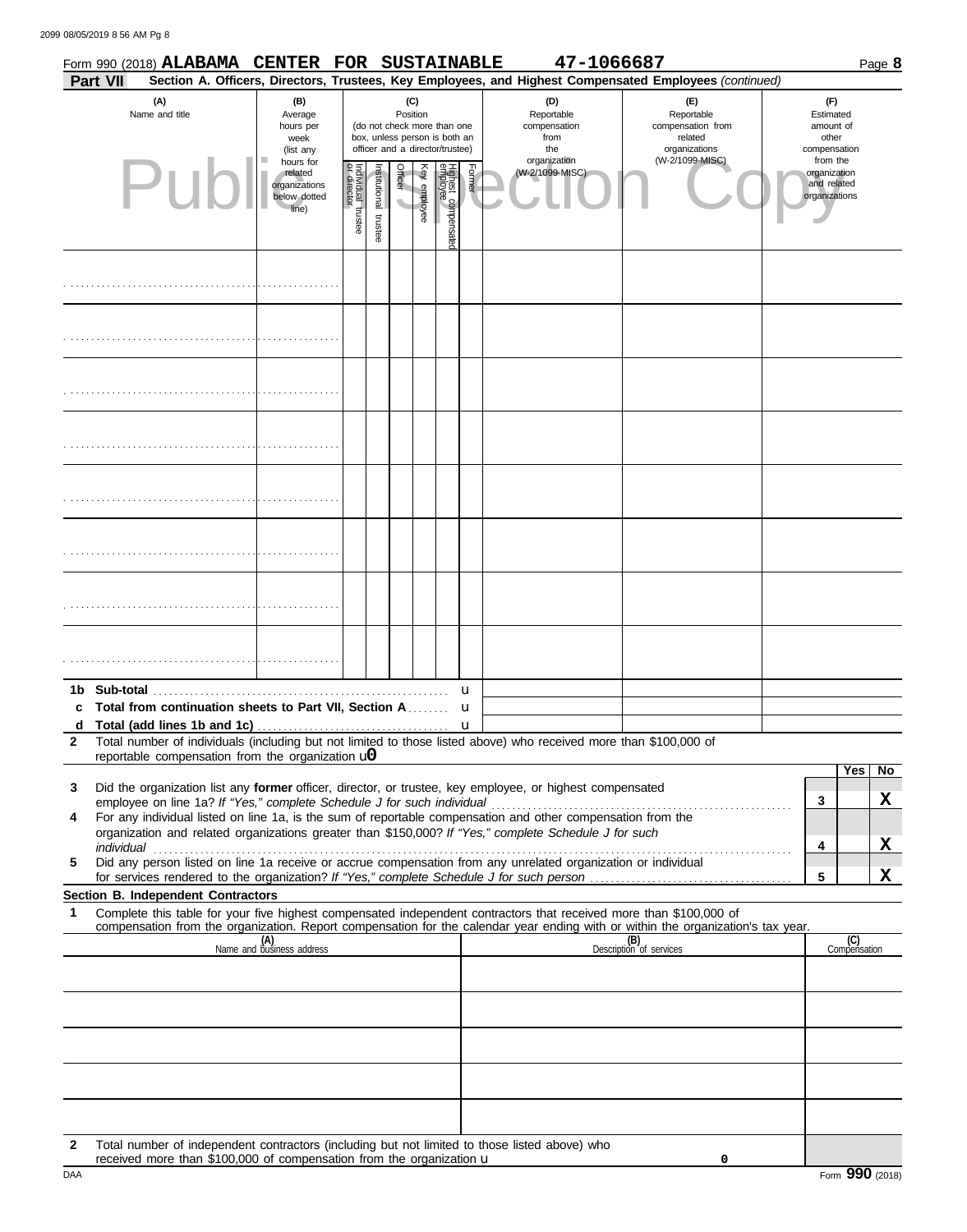Form 990 (2018) **ALABAMA CENTER FOR SUSTAINABLE 47-1066687** Page **8**

**Part VII** **Section A. Officers, Directors, Trustees, Key Employees, and Highest Compensated Employees** *(continued)*

| (A) Name and title | (B) Average hours per week (list any hours for related organizations below dotted line) | (C) Position (do not check more than one box, unless person is both an officer and a director/trustee) | | | | | | (D) Reportable compensation from the organization (W-2/1099-MISC) | (E) Reportable compensation from related organizations (W-2/1099-MISC) | (F) Estimated amount of other compensation from the organization and related organizations |
|---|---|---|---|---|---|---|---|---|---|---|
| | | Individual trustee or director | Institutional trustee | Officer | Key employee | Highest compensated employee | Former | | | |
| | | | | | | | | | | |
| | | | | | | | | | | |
| | | | | | | | | | | |
| | | | | | | | | | | |
| | | | | | | | | | | |
| | | | | | | | | | | |
| | | | | | | | | | | |
| | | | | | | | | | | |

**1b Sub-total** u

**c Total from continuation sheets to Part VII, Section A** u

**d Total (add lines 1b and 1c)** u

**2** Total number of individuals (including but not limited to those listed above) who received more than $100,000 of reportable compensation from the organization u **0**

| | | | Yes | No |
|---|---|---|---|---|
| **3** | Did the organization list any **former** officer, director, or trustee, key employee, or highest compensated employee on line 1a? *If "Yes," complete Schedule J for such individual* | 3 | | X |
| **4** | For any individual listed on line 1a, is the sum of reportable compensation and other compensation from the organization and related organizations greater than $150,000? *If "Yes," complete Schedule J for such individual* | 4 | | X |
| **5** | Did any person listed on line 1a receive or accrue compensation from any unrelated organization or individual for services rendered to the organization? *If "Yes," complete Schedule J for such person* | 5 | | X |

**Section B. Independent Contractors**

**1** Complete this table for your five highest compensated independent contractors that received more than $100,000 of compensation from the organization. Report compensation for the calendar year ending with or within the organization's tax year.

| (A) Name and business address | (B) Description of services | (C) Compensation |
|---|---|---|
| | | |
| | | |
| | | |
| | | |
| | | |

**2** Total number of independent contractors (including but not limited to those listed above) who received more than $100,000 of compensation from the organization u **0**

DAA Form **990** (2018)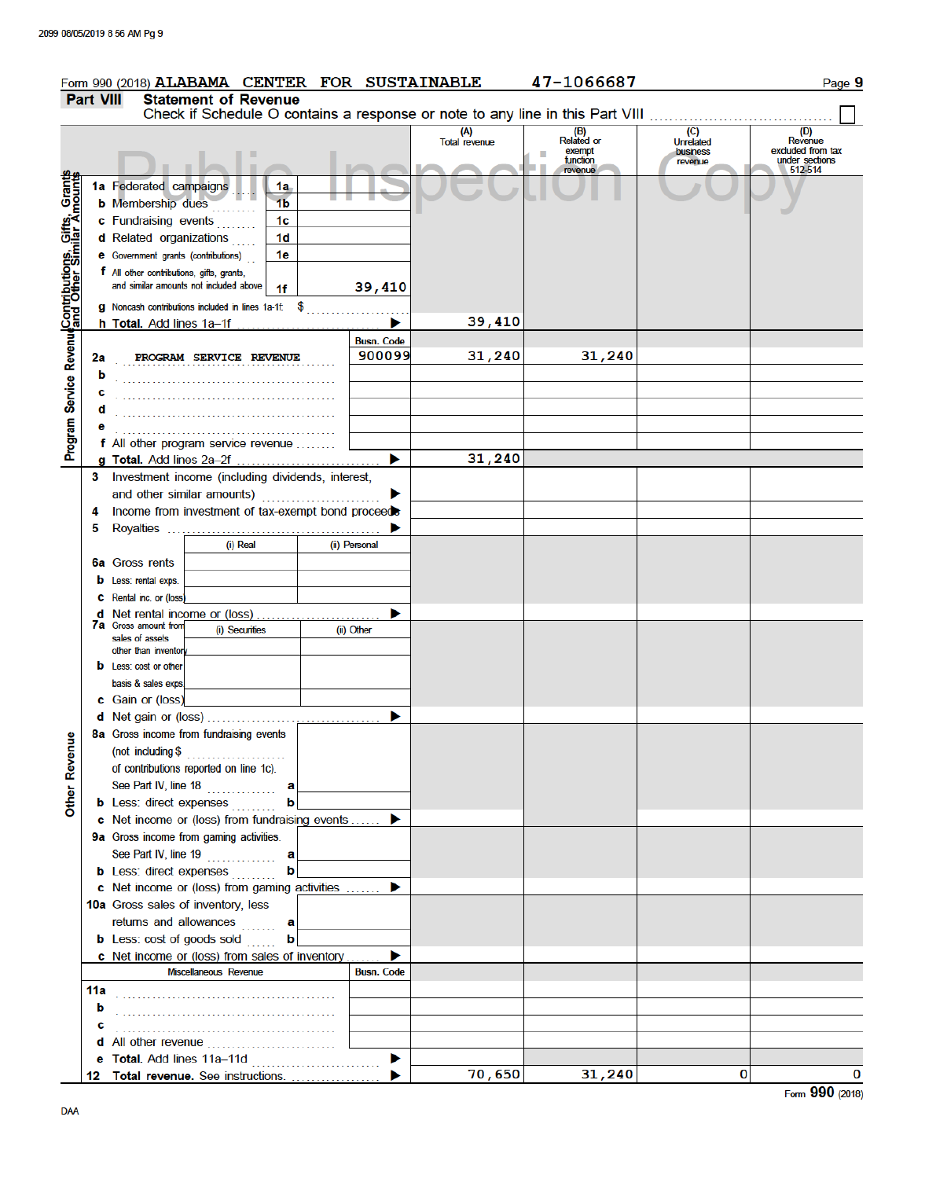Form 990 (2018) ALABAMA CENTER FOR SUSTAINABLE 47-1066687 Page 9

## Part VIII Statement of Revenue

Check if Schedule O contains a response or note to any line in this Part VIII ☐

Public Inspection Copy

| | | | | (A) Total revenue | (B) Related or exempt function revenue | (C) Unrelated business revenue | (D) Revenue excluded from tax under sections 512-514 |
|---|---|---|---|---|---|---|---|
| **Contributions, Gifts, Grants and Other Similar Amounts** | 1a Federated campaigns | 1a | | | | | |
| | b Membership dues | 1b | | | | | |
| | c Fundraising events | 1c | | | | | |
| | d Related organizations | 1d | | | | | |
| | e Government grants (contributions) | 1e | | | | | |
| | f All other contributions, gifts, grants, and similar amounts not included above | 1f | 39,410 | | | | |
| | g Noncash contributions included in lines 1a-1f: $ | | | | | | |
| | h **Total.** Add lines 1a–1f ▶ | | | 39,410 | | | |
| **Program Service Revenue** | | | Busn. Code | | | | |
| | 2a PROGRAM SERVICE REVENUE | | 900099 | 31,240 | 31,240 | | |
| | b | | | | | | |
| | c | | | | | | |
| | d | | | | | | |
| | e | | | | | | |
| | f All other program service revenue | | | | | | |
| | g **Total.** Add lines 2a–2f ▶ | | | 31,240 | | | |
| **Other Revenue** | 3 Investment income (including dividends, interest, and other similar amounts) ▶ | | | | | | |
| | 4 Income from investment of tax-exempt bond proceeds ▶ | | | | | | |
| | 5 Royalties ▶ | | | | | | |
| | | (i) Real | (ii) Personal | | | | |
| | 6a Gross rents | | | | | | |
| | b Less: rental exps. | | | | | | |
| | c Rental inc. or (loss) | | | | | | |
| | d Net rental income or (loss) ▶ | | | | | | |
| | | (i) Securities | (ii) Other | | | | |
| | 7a Gross amount from sales of assets other than inventory | | | | | | |
| | b Less: cost or other basis & sales exps. | | | | | | |
| | c Gain or (loss) | | | | | | |
| | d Net gain or (loss) ▶ | | | | | | |
| | 8a Gross income from fundraising events (not including $ of contributions reported on line 1c). See Part IV, line 18 | a | | | | | |
| | b Less: direct expenses | b | | | | | |
| | c Net income or (loss) from fundraising events ▶ | | | | | | |
| | 9a Gross income from gaming activities. See Part IV, line 19 | a | | | | | |
| | b Less: direct expenses | b | | | | | |
| | c Net income or (loss) from gaming activities ▶ | | | | | | |
| | 10a Gross sales of inventory, less returns and allowances | a | | | | | |
| | b Less: cost of goods sold | b | | | | | |
| | c Net income or (loss) from sales of inventory ▶ | | | | | | |
| | Miscellaneous Revenue | | Busn. Code | | | | |
| | 11a | | | | | | |
| | b | | | | | | |
| | c | | | | | | |
| | d All other revenue | | | | | | |
| | e **Total.** Add lines 11a–11d ▶ | | | | | | |
| | 12 **Total revenue.** See instructions. ▶ | | | 70,650 | 31,240 | 0 | 0 |

DAA

Form 990 (2018)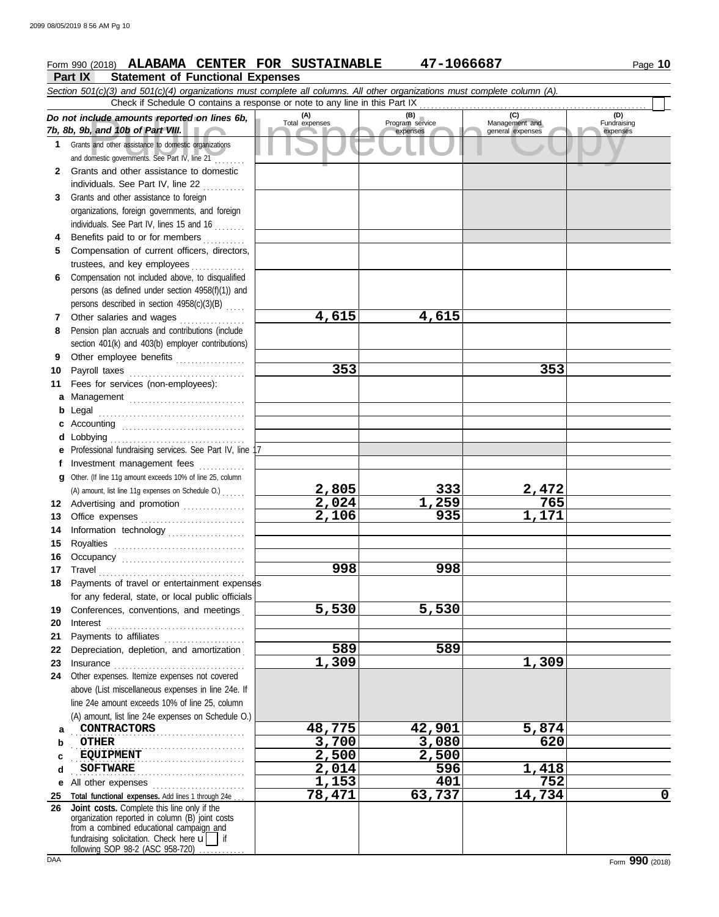Form 990 (2018) **ALABAMA CENTER FOR SUSTAINABLE** **47-1066687** Page **10**

## Part IX Statement of Functional Expenses

*Section 501(c)(3) and 501(c)(4) organizations must complete all columns. All other organizations must complete column (A).*

Check if Schedule O contains a response or note to any line in this Part IX

| *Do not include amounts reported on lines 6b, 7b, 8b, 9b, and 10b of Part VIII.* | (A) Total expenses | (B) Program service expenses | (C) Management and general expenses | (D) Fundraising expenses |
|---|---|---|---|---|
| **1** Grants and other assistance to domestic organizations and domestic governments. See Part IV, line 21 | | | | |
| **2** Grants and other assistance to domestic individuals. See Part IV, line 22 | | | | |
| **3** Grants and other assistance to foreign organizations, foreign governments, and foreign individuals. See Part IV, lines 15 and 16 | | | | |
| **4** Benefits paid to or for members | | | | |
| **5** Compensation of current officers, directors, trustees, and key employees | | | | |
| **6** Compensation not included above, to disqualified persons (as defined under section 4958(f)(1)) and persons described in section 4958(c)(3)(B) | | | | |
| **7** Other salaries and wages | 4,615 | 4,615 | | |
| **8** Pension plan accruals and contributions (include section 401(k) and 403(b) employer contributions) | | | | |
| **9** Other employee benefits | | | | |
| **10** Payroll taxes | 353 | | 353 | |
| **11** Fees for services (non-employees): | | | | |
| **a** Management | | | | |
| **b** Legal | | | | |
| **c** Accounting | | | | |
| **d** Lobbying | | | | |
| **e** Professional fundraising services. See Part IV, line 17 | | | | |
| **f** Investment management fees | | | | |
| **g** Other. (If line 11g amount exceeds 10% of line 25, column (A) amount, list line 11g expenses on Schedule O.) | 2,805 | 333 | 2,472 | |
| **12** Advertising and promotion | 2,024 | 1,259 | 765 | |
| **13** Office expenses | 2,106 | 935 | 1,171 | |
| **14** Information technology | | | | |
| **15** Royalties | | | | |
| **16** Occupancy | | | | |
| **17** Travel | 998 | 998 | | |
| **18** Payments of travel or entertainment expenses for any federal, state, or local public officials | | | | |
| **19** Conferences, conventions, and meetings | 5,530 | 5,530 | | |
| **20** Interest | | | | |
| **21** Payments to affiliates | | | | |
| **22** Depreciation, depletion, and amortization | 589 | 589 | | |
| **23** Insurance | 1,309 | | 1,309 | |
| **24** Other expenses. Itemize expenses not covered above (List miscellaneous expenses in line 24e. If line 24e amount exceeds 10% of line 25, column (A) amount, list line 24e expenses on Schedule O.) | | | | |
| **a** CONTRACTORS | 48,775 | 42,901 | 5,874 | |
| **b** OTHER | 3,700 | 3,080 | 620 | |
| **c** EQUIPMENT | 2,500 | 2,500 | | |
| **d** SOFTWARE | 2,014 | 596 | 1,418 | |
| **e** All other expenses | 1,153 | 401 | 752 | |
| **25** **Total functional expenses.** Add lines 1 through 24e | 78,471 | 63,737 | 14,734 | 0 |
| **26** **Joint costs.** Complete this line only if the organization reported in column (B) joint costs from a combined educational campaign and fundraising solicitation. Check here u [ ] if following SOP 98-2 (ASC 958-720) | | | | |

Form **990** (2018)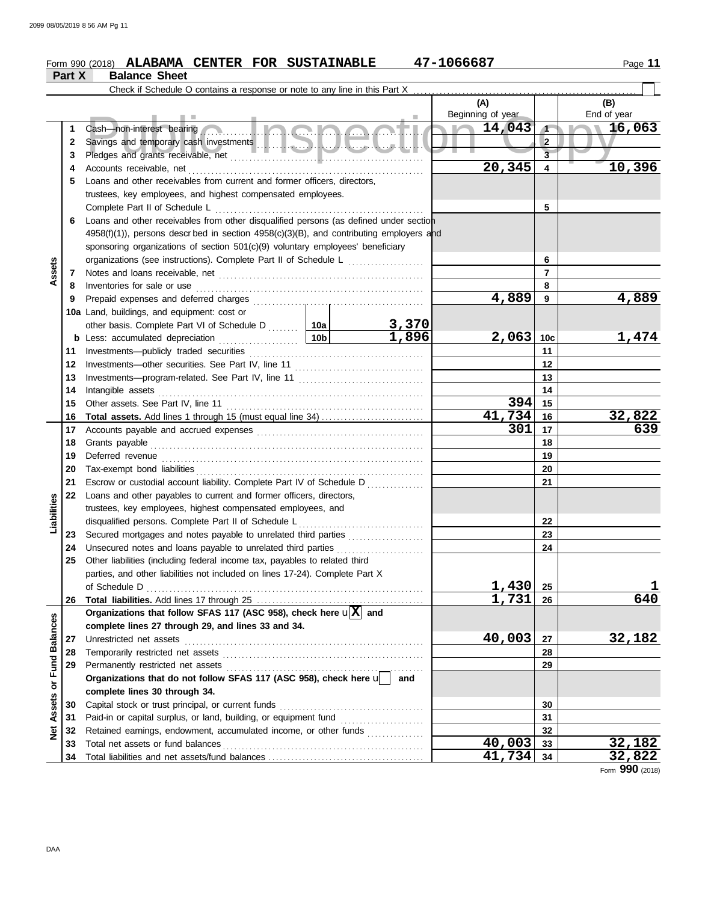Form 990 (2018) **ALABAMA CENTER FOR SUSTAINABLE** 47-1066687

## Part X Balance Sheet

Check if Schedule O contains a response or note to any line in this Part X ☐

| | | | | (A) Beginning of year | | (B) End of year |
|---|---|---|---|---|---|---|
| **Assets** | 1 | Cash—non-interest bearing | | 14,043 | 1 | 16,063 |
| | 2 | Savings and temporary cash investments | | | 2 | |
| | 3 | Pledges and grants receivable, net | | | 3 | |
| | 4 | Accounts receivable, net | | 20,345 | 4 | 10,396 |
| | 5 | Loans and other receivables from current and former officers, directors, trustees, key employees, and highest compensated employees. Complete Part II of Schedule L | | | 5 | |
| | 6 | Loans and other receivables from other disqualified persons (as defined under section 4958(f)(1)), persons described in section 4958(c)(3)(B), and contributing employers and sponsoring organizations of section 501(c)(9) voluntary employees' beneficiary organizations (see instructions). Complete Part II of Schedule L | | | 6 | |
| | 7 | Notes and loans receivable, net | | | 7 | |
| | 8 | Inventories for sale or use | | | 8 | |
| | 9 | Prepaid expenses and deferred charges | | 4,889 | 9 | 4,889 |
| | 10a | Land, buildings, and equipment: cost or other basis. Complete Part VI of Schedule D | 10a 3,370 | | | |
| | b | Less: accumulated depreciation | 10b 1,896 | 2,063 | 10c | 1,474 |
| | 11 | Investments—publicly traded securities | | | 11 | |
| | 12 | Investments—other securities. See Part IV, line 11 | | | 12 | |
| | 13 | Investments—program-related. See Part IV, line 11 | | | 13 | |
| | 14 | Intangible assets | | | 14 | |
| | 15 | Other assets. See Part IV, line 11 | | 394 | 15 | |
| | 16 | **Total assets.** Add lines 1 through 15 (must equal line 34) | | 41,734 | 16 | 32,822 |
| **Liabilities** | 17 | Accounts payable and accrued expenses | | 301 | 17 | 639 |
| | 18 | Grants payable | | | 18 | |
| | 19 | Deferred revenue | | | 19 | |
| | 20 | Tax-exempt bond liabilities | | | 20 | |
| | 21 | Escrow or custodial account liability. Complete Part IV of Schedule D | | | 21 | |
| | 22 | Loans and other payables to current and former officers, directors, trustees, key employees, highest compensated employees, and disqualified persons. Complete Part II of Schedule L | | | 22 | |
| | 23 | Secured mortgages and notes payable to unrelated third parties | | | 23 | |
| | 24 | Unsecured notes and loans payable to unrelated third parties | | | 24 | |
| | 25 | Other liabilities (including federal income tax, payables to related third parties, and other liabilities not included on lines 17-24). Complete Part X of Schedule D | | 1,430 | 25 | 1 |
| | 26 | **Total liabilities.** Add lines 17 through 25 | | 1,731 | 26 | 640 |
| **Net Assets or Fund Balances** | | **Organizations that follow SFAS 117 (ASC 958), check here** ☒ **and complete lines 27 through 29, and lines 33 and 34.** | | | | |
| | 27 | Unrestricted net assets | | 40,003 | 27 | 32,182 |
| | 28 | Temporarily restricted net assets | | | 28 | |
| | 29 | Permanently restricted net assets | | | 29 | |
| | | **Organizations that do not follow SFAS 117 (ASC 958), check here** ☐ **and complete lines 30 through 34.** | | | | |
| | 30 | Capital stock or trust principal, or current funds | | | 30 | |
| | 31 | Paid-in or capital surplus, or land, building, or equipment fund | | | 31 | |
| | 32 | Retained earnings, endowment, accumulated income, or other funds | | | 32 | |
| | 33 | Total net assets or fund balances | | 40,003 | 33 | 32,182 |
| | 34 | Total liabilities and net assets/fund balances | | 41,734 | 34 | 32,822 |

Form **990** (2018)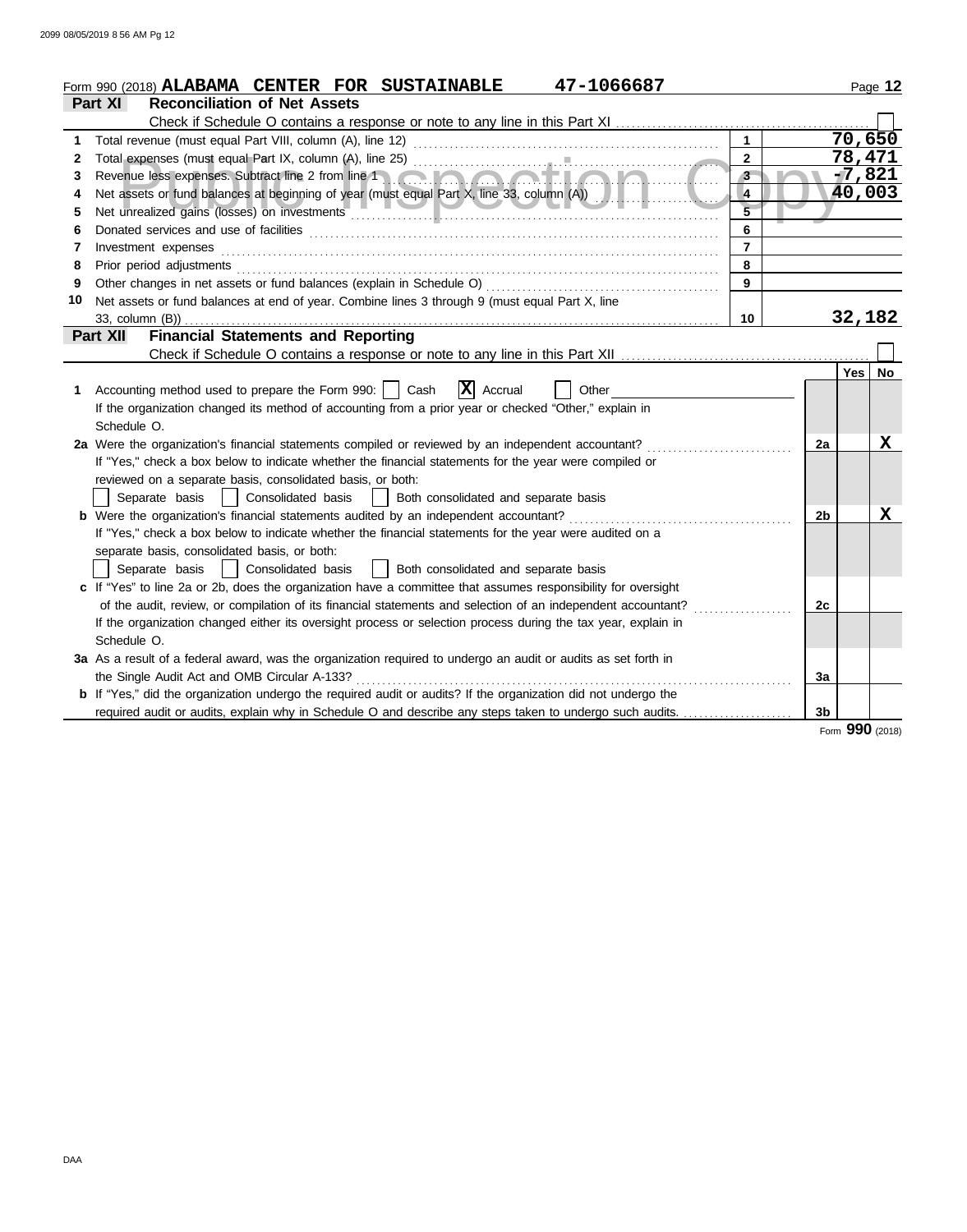Form 990 (2018) **ALABAMA CENTER FOR SUSTAINABLE** **47-1066687** Page **12**

## Part XI Reconciliation of Net Assets

Check if Schedule O contains a response or note to any line in this Part XI ☐

| | | | |
|---|---|---|---|
| 1 | Total revenue (must equal Part VIII, column (A), line 12) | 1 | 70,650 |
| 2 | Total expenses (must equal Part IX, column (A), line 25) | 2 | 78,471 |
| 3 | Revenue less expenses. Subtract line 2 from line 1 | 3 | -7,821 |
| 4 | Net assets or fund balances at beginning of year (must equal Part X, line 33, column (A)) | 4 | 40,003 |
| 5 | Net unrealized gains (losses) on investments | 5 | |
| 6 | Donated services and use of facilities | 6 | |
| 7 | Investment expenses | 7 | |
| 8 | Prior period adjustments | 8 | |
| 9 | Other changes in net assets or fund balances (explain in Schedule O) | 9 | |
| 10 | Net assets or fund balances at end of year. Combine lines 3 through 9 (must equal Part X, line 33, column (B)) | 10 | 32,182 |

## Part XII Financial Statements and Reporting

Check if Schedule O contains a response or note to any line in this Part XII ☐

| | | | Yes | No |
|---|---|---|---|---|
| 1 | Accounting method used to prepare the Form 990: ☐ Cash ☒ Accrual ☐ Other<br>If the organization changed its method of accounting from a prior year or checked "Other," explain in Schedule O. | | | |
| 2a | Were the organization's financial statements compiled or reviewed by an independent accountant?<br>If "Yes," check a box below to indicate whether the financial statements for the year were compiled or reviewed on a separate basis, consolidated basis, or both:<br>☐ Separate basis ☐ Consolidated basis ☐ Both consolidated and separate basis | 2a | | X |
| b | Were the organization's financial statements audited by an independent accountant?<br>If "Yes," check a box below to indicate whether the financial statements for the year were audited on a separate basis, consolidated basis, or both:<br>☐ Separate basis ☐ Consolidated basis ☐ Both consolidated and separate basis | 2b | | X |
| c | If "Yes" to line 2a or 2b, does the organization have a committee that assumes responsibility for oversight of the audit, review, or compilation of its financial statements and selection of an independent accountant?<br>If the organization changed either its oversight process or selection process during the tax year, explain in Schedule O. | 2c | | |
| 3a | As a result of a federal award, was the organization required to undergo an audit or audits as set forth in the Single Audit Act and OMB Circular A-133? | 3a | | |
| b | If "Yes," did the organization undergo the required audit or audits? If the organization did not undergo the required audit or audits, explain in Schedule O and describe any steps taken to undergo such audits. | 3b | | |

Form **990** (2018)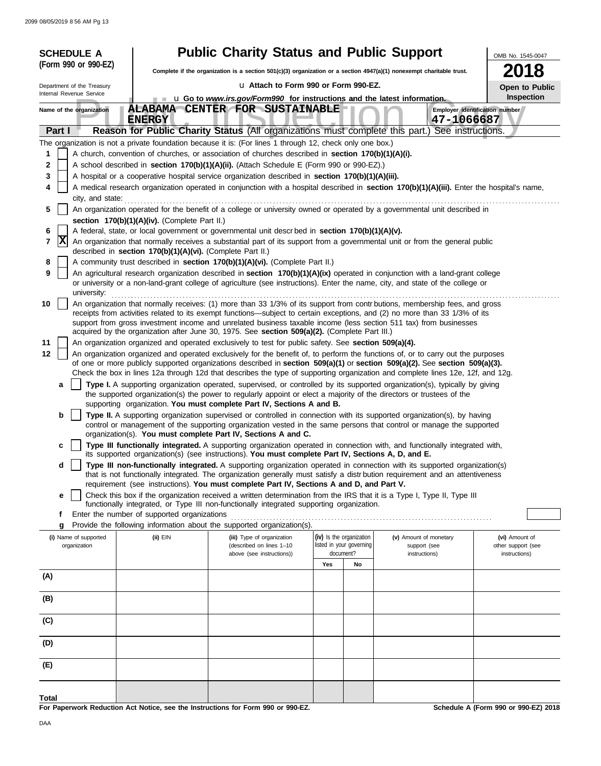**SCHEDULE A (Form 990 or 990-EZ)**

Department of the Treasury
Internal Revenue Service

# Public Charity Status and Public Support

**Complete if the organization is a section 501(c)(3) organization or a section 4947(a)(1) nonexempt charitable trust.**

u Attach to Form 990 or Form 990-EZ.

u Go to *www.irs.gov/Form990* for instructions and the latest information.

OMB No. 1545-0047

**2018**

**Open to Public Inspection**

Name of the organization: **ALABAMA CENTER FOR SUSTAINABLE ENERGY**

Employer identification number: **47-1066687**

## Part I — Reason for Public Charity Status (All organizations must complete this part.) See instructions.

The organization is not a private foundation because it is: (For lines 1 through 12, check only one box.)

1. [ ] A church, convention of churches, or association of churches described in **section 170(b)(1)(A)(i).**
2. [ ] A school described in **section 170(b)(1)(A)(ii).** (Attach Schedule E (Form 990 or 990-EZ).)
3. [ ] A hospital or a cooperative hospital service organization described in **section 170(b)(1)(A)(iii).**
4. [ ] A medical research organization operated in conjunction with a hospital described in **section 170(b)(1)(A)(iii).** Enter the hospital's name, city, and state:
5. [ ] An organization operated for the benefit of a college or university owned or operated by a governmental unit described in **section 170(b)(1)(A)(iv).** (Complete Part II.)
6. [ ] A federal, state, or local government or governmental unit described in **section 170(b)(1)(A)(v).**
7. [X] An organization that normally receives a substantial part of its support from a governmental unit or from the general public described in **section 170(b)(1)(A)(vi).** (Complete Part II.)
8. [ ] A community trust described in **section 170(b)(1)(A)(vi).** (Complete Part II.)
9. [ ] An agricultural research organization described in **section 170(b)(1)(A)(ix)** operated in conjunction with a land-grant college or university or a non-land-grant college of agriculture (see instructions). Enter the name, city, and state of the college or university:
10. [ ] An organization that normally receives: (1) more than 33 1/3% of its support from contributions, membership fees, and gross receipts from activities related to its exempt functions—subject to certain exceptions, and (2) no more than 33 1/3% of its support from gross investment income and unrelated business taxable income (less section 511 tax) from businesses acquired by the organization after June 30, 1975. See **section 509(a)(2).** (Complete Part III.)
11. [ ] An organization organized and operated exclusively to test for public safety. See **section 509(a)(4).**
12. [ ] An organization organized and operated exclusively for the benefit of, to perform the functions of, or to carry out the purposes of one or more publicly supported organizations described in **section 509(a)(1)** or **section 509(a)(2).** See **section 509(a)(3).** Check the box in lines 12a through 12d that describes the type of supporting organization and complete lines 12e, 12f, and 12g.
    - **a** [ ] **Type I.** A supporting organization operated, supervised, or controlled by its supported organization(s), typically by giving the supported organization(s) the power to regularly appoint or elect a majority of the directors or trustees of the supporting organization. **You must complete Part IV, Sections A and B.**
    - **b** [ ] **Type II.** A supporting organization supervised or controlled in connection with its supported organization(s), by having control or management of the supporting organization vested in the same persons that control or manage the supported organization(s). **You must complete Part IV, Sections A and C.**
    - **c** [ ] **Type III functionally integrated.** A supporting organization operated in connection with, and functionally integrated with, its supported organization(s) (see instructions). **You must complete Part IV, Sections A, D, and E.**
    - **d** [ ] **Type III non-functionally integrated.** A supporting organization operated in connection with its supported organization(s) that is not functionally integrated. The organization generally must satisfy a distribution requirement and an attentiveness requirement (see instructions). **You must complete Part IV, Sections A and D, and Part V.**
    - **e** [ ] Check this box if the organization received a written determination from the IRS that it is a Type I, Type II, Type III functionally integrated, or Type III non-functionally integrated supporting organization.
    - **f** Enter the number of supported organizations
    - **g** Provide the following information about the supported organization(s).

| (i) Name of supported organization | (ii) EIN | (iii) Type of organization (described on lines 1–10 above (see instructions)) | (iv) Is the organization listed in your governing document? Yes | No | (v) Amount of monetary support (see instructions) | (vi) Amount of other support (see instructions) |
|---|---|---|---|---|---|---|
| (A) | | | | | | |
| (B) | | | | | | |
| (C) | | | | | | |
| (D) | | | | | | |
| (E) | | | | | | |
| **Total** | | | | | | |

**For Paperwork Reduction Act Notice, see the Instructions for Form 990 or 990-EZ.**

**Schedule A (Form 990 or 990-EZ) 2018**

DAA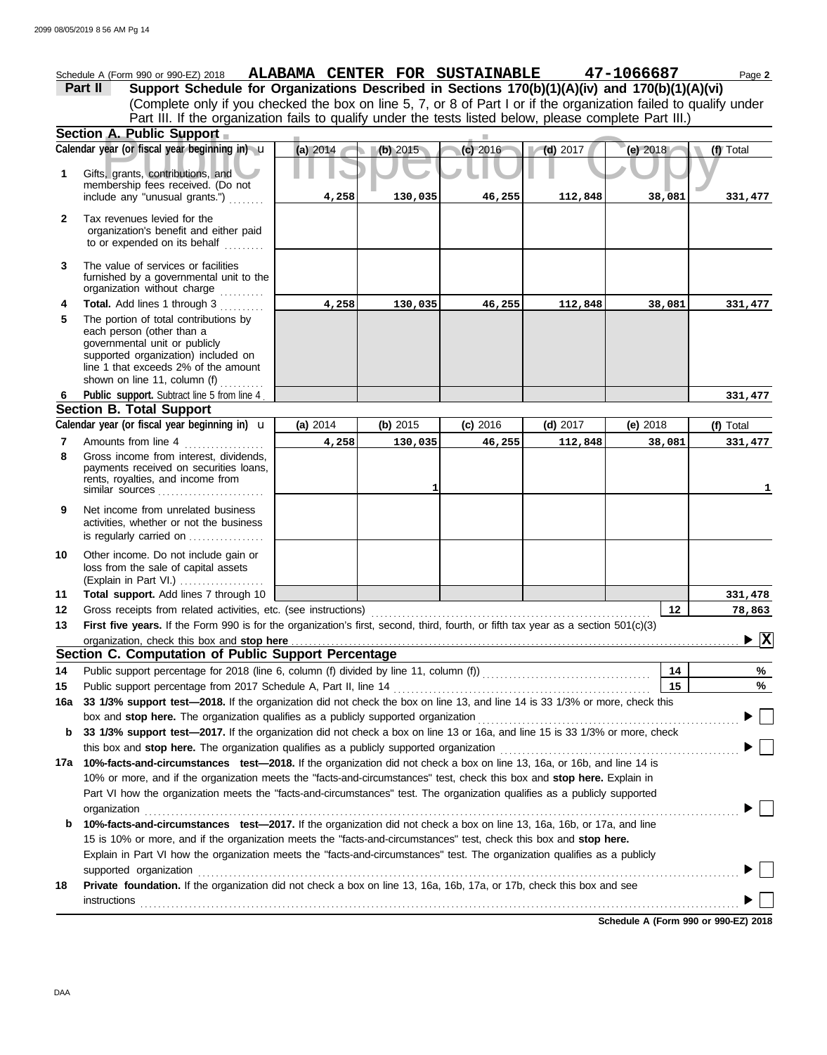Schedule A (Form 990 or 990-EZ) 2018 **ALABAMA CENTER FOR SUSTAINABLE** **47-1066687** Page **2**

**Part II** **Support Schedule for Organizations Described in Sections 170(b)(1)(A)(iv) and 170(b)(1)(A)(vi)**

(Complete only if you checked the box on line 5, 7, or 8 of Part I or if the organization failed to qualify under Part III. If the organization fails to qualify under the tests listed below, please complete Part III.)

**Section A. Public Support**

| | Calendar year (or fiscal year beginning in) | (a) 2014 | (b) 2015 | (c) 2016 | (d) 2017 | (e) 2018 | (f) Total |
|---|---|---|---|---|---|---|---|
| 1 | Gifts, grants, contributions, and membership fees received. (Do not include any "unusual grants.") | 4,258 | 130,035 | 46,255 | 112,848 | 38,081 | 331,477 |
| 2 | Tax revenues levied for the organization's benefit and either paid to or expended on its behalf | | | | | | |
| 3 | The value of services or facilities furnished by a governmental unit to the organization without charge | | | | | | |
| 4 | **Total.** Add lines 1 through 3 | 4,258 | 130,035 | 46,255 | 112,848 | 38,081 | 331,477 |
| 5 | The portion of total contributions by each person (other than a governmental unit or publicly supported organization) included on line 1 that exceeds 2% of the amount shown on line 11, column (f) | | | | | | |
| 6 | **Public support.** Subtract line 5 from line 4 | | | | | | 331,477 |

**Section B. Total Support**

| | Calendar year (or fiscal year beginning in) | (a) 2014 | (b) 2015 | (c) 2016 | (d) 2017 | (e) 2018 | (f) Total |
|---|---|---|---|---|---|---|---|
| 7 | Amounts from line 4 | 4,258 | 130,035 | 46,255 | 112,848 | 38,081 | 331,477 |
| 8 | Gross income from interest, dividends, payments received on securities loans, rents, royalties, and income from similar sources | | 1 | | | | 1 |
| 9 | Net income from unrelated business activities, whether or not the business is regularly carried on | | | | | | |
| 10 | Other income. Do not include gain or loss from the sale of capital assets (Explain in Part VI.) | | | | | | |
| 11 | **Total support.** Add lines 7 through 10 | | | | | | 331,478 |

| | | | |
|---|---|---|---|
| 12 | Gross receipts from related activities, etc. (see instructions) | 12 | 78,863 |
| 13 | **First five years.** If the Form 990 is for the organization's first, second, third, fourth, or fifth tax year as a section 501(c)(3) organization, check this box and **stop here** | | ▶ [X] |

**Section C. Computation of Public Support Percentage**

| | | | |
|---|---|---|---|
| 14 | Public support percentage for 2018 (line 6, column (f) divided by line 11, column (f)) | 14 | % |
| 15 | Public support percentage from 2017 Schedule A, Part II, line 14 | 15 | % |

**16a** **33 1/3% support test—2018.** If the organization did not check the box on line 13, and line 14 is 33 1/3% or more, check this box and **stop here.** The organization qualifies as a publicly supported organization ▶ [ ]

**b** **33 1/3% support test—2017.** If the organization did not check a box on line 13 or 16a, and line 15 is 33 1/3% or more, check this box and **stop here.** The organization qualifies as a publicly supported organization ▶ [ ]

**17a** **10%-facts-and-circumstances test—2018.** If the organization did not check a box on line 13, 16a, or 16b, and line 14 is 10% or more, and if the organization meets the "facts-and-circumstances" test, check this box and **stop here.** Explain in Part VI how the organization meets the "facts-and-circumstances" test. The organization qualifies as a publicly supported organization ▶ [ ]

**b** **10%-facts-and-circumstances test—2017.** If the organization did not check a box on line 13, 16a, 16b, or 17a, and line 15 is 10% or more, and if the organization meets the "facts-and-circumstances" test, check this box and **stop here.** Explain in Part VI how the organization meets the "facts-and-circumstances" test. The organization qualifies as a publicly supported organization ▶ [ ]

**18** **Private foundation.** If the organization did not check a box on line 13, 16a, 16b, 17a, or 17b, check this box and see instructions ▶ [ ]

**Schedule A (Form 990 or 990-EZ) 2018**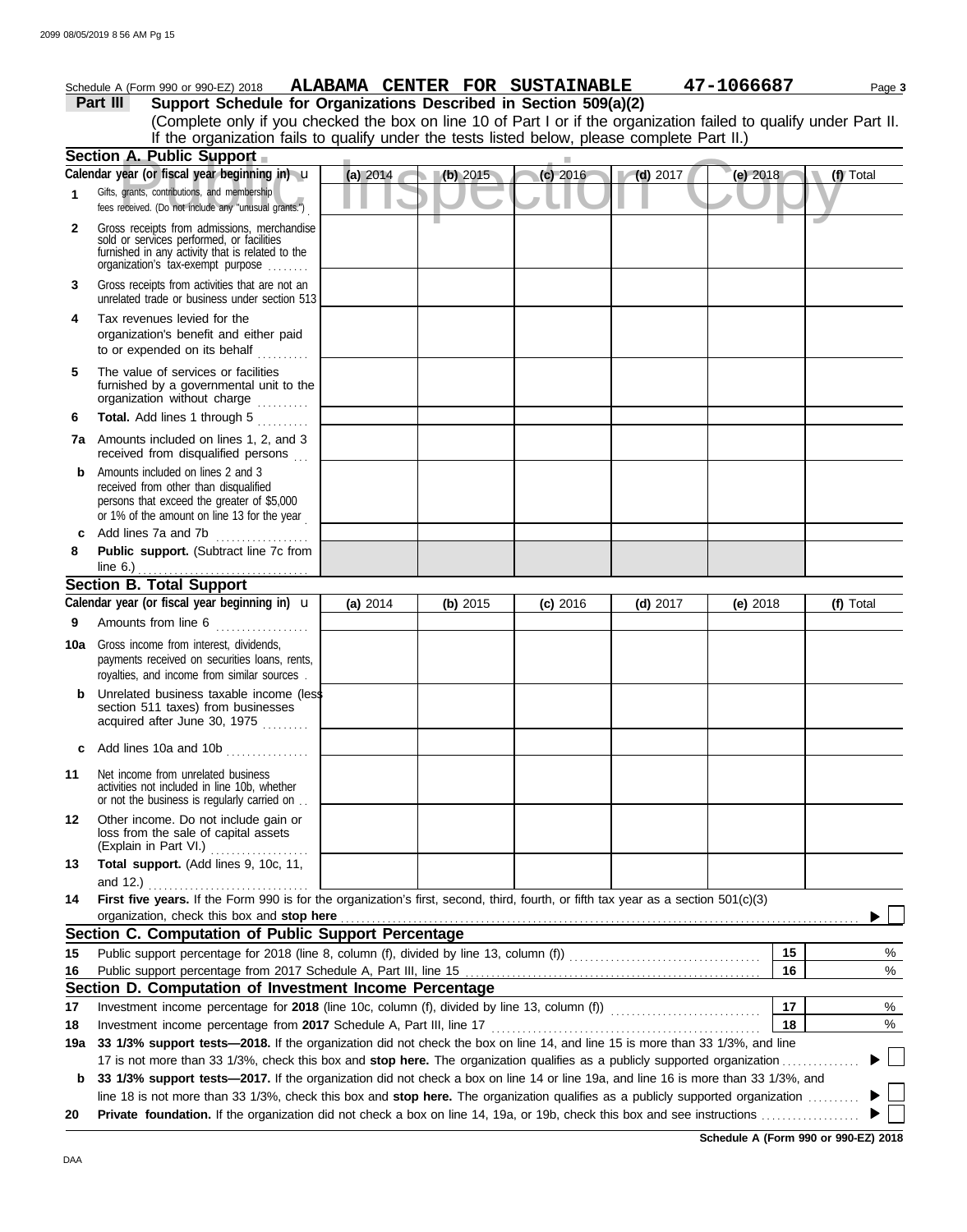Schedule A (Form 990 or 990-EZ) 2018 **ALABAMA CENTER FOR SUSTAINABLE** **47-1066687** Page **3**

## Part III Support Schedule for Organizations Described in Section 509(a)(2)

(Complete only if you checked the box on line 10 of Part I or if the organization failed to qualify under Part II. If the organization fails to qualify under the tests listed below, please complete Part II.)

### Section A. Public Support

| Calendar year (or fiscal year beginning in) u | (a) 2014 | (b) 2015 | (c) 2016 | (d) 2017 | (e) 2018 | (f) Total |
|---|---|---|---|---|---|---|
| **1** Gifts, grants, contributions, and membership fees received. (Do not include any "unusual grants.") | | | | | | |
| **2** Gross receipts from admissions, merchandise sold or services performed, or facilities furnished in any activity that is related to the organization's tax-exempt purpose | | | | | | |
| **3** Gross receipts from activities that are not an unrelated trade or business under section 513 | | | | | | |
| **4** Tax revenues levied for the organization's benefit and either paid to or expended on its behalf | | | | | | |
| **5** The value of services or facilities furnished by a governmental unit to the organization without charge | | | | | | |
| **6** **Total.** Add lines 1 through 5 | | | | | | |
| **7a** Amounts included on lines 1, 2, and 3 received from disqualified persons | | | | | | |
| **b** Amounts included on lines 2 and 3 received from other than disqualified persons that exceed the greater of $5,000 or 1% of the amount on line 13 for the year | | | | | | |
| **c** Add lines 7a and 7b | | | | | | |
| **8** **Public support.** (Subtract line 7c from line 6.) | | | | | | |

### Section B. Total Support

| Calendar year (or fiscal year beginning in) u | (a) 2014 | (b) 2015 | (c) 2016 | (d) 2017 | (e) 2018 | (f) Total |
|---|---|---|---|---|---|---|
| **9** Amounts from line 6 | | | | | | |
| **10a** Gross income from interest, dividends, payments received on securities loans, rents, royalties, and income from similar sources | | | | | | |
| **b** Unrelated business taxable income (less section 511 taxes) from businesses acquired after June 30, 1975 | | | | | | |
| **c** Add lines 10a and 10b | | | | | | |
| **11** Net income from unrelated business activities not included in line 10b, whether or not the business is regularly carried on | | | | | | |
| **12** Other income. Do not include gain or loss from the sale of capital assets (Explain in Part VI.) | | | | | | |
| **13** **Total support.** (Add lines 9, 10c, 11, and 12.) | | | | | | |

**14** **First five years.** If the Form 990 is for the organization's first, second, third, fourth, or fifth tax year as a section 501(c)(3) organization, check this box and **stop here** ▶ ☐

### Section C. Computation of Public Support Percentage

| | | | |
|---|---|---|---|
| **15** | Public support percentage for 2018 (line 8, column (f), divided by line 13, column (f)) | 15 | % |
| **16** | Public support percentage from 2017 Schedule A, Part III, line 15 | 16 | % |

### Section D. Computation of Investment Income Percentage

| | | | |
|---|---|---|---|
| **17** | Investment income percentage for **2018** (line 10c, column (f), divided by line 13, column (f)) | 17 | % |
| **18** | Investment income percentage from **2017** Schedule A, Part III, line 17 | 18 | % |

**19a** **33 1/3% support tests—2018.** If the organization did not check the box on line 14, and line 15 is more than 33 1/3%, and line 17 is not more than 33 1/3%, check this box and **stop here.** The organization qualifies as a publicly supported organization ▶ ☐

**b** **33 1/3% support tests—2017.** If the organization did not check a box on line 14 or line 19a, and line 16 is more than 33 1/3%, and line 18 is not more than 33 1/3%, check this box and **stop here.** The organization qualifies as a publicly supported organization ▶ ☐

**20** **Private foundation.** If the organization did not check a box on line 14, 19a, or 19b, check this box and see instructions ▶ ☐

**Schedule A (Form 990 or 990-EZ) 2018**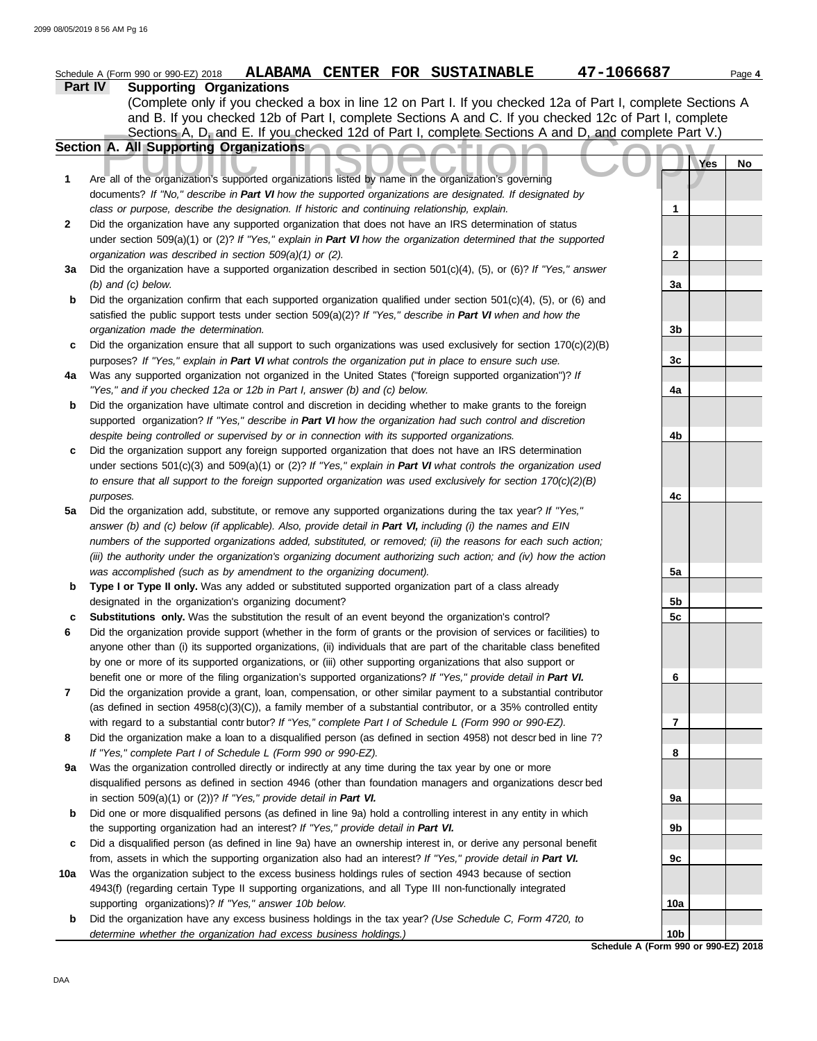Schedule A (Form 990 or 990-EZ) 2018 **ALABAMA CENTER FOR SUSTAINABLE** 47-1066687 Page **4**

## Part IV Supporting Organizations

(Complete only if you checked a box in line 12 on Part I. If you checked 12a of Part I, complete Sections A and B. If you checked 12b of Part I, complete Sections A and C. If you checked 12c of Part I, complete Sections A, D, and E. If you checked 12d of Part I, complete Sections A and D, and complete Part V.)

### Section A. All Supporting Organizations

| | | | Yes | No |
|---|---|---|---|---|
| **1** | Are all of the organization's supported organizations listed by name in the organization's governing documents? *If "No," describe in* ***Part VI*** *how the supported organizations are designated. If designated by class or purpose, describe the designation. If historic and continuing relationship, explain.* | **1** | | |
| **2** | Did the organization have any supported organization that does not have an IRS determination of status under section 509(a)(1) or (2)? *If "Yes," explain in* ***Part VI*** *how the organization determined that the supported organization was described in section 509(a)(1) or (2).* | **2** | | |
| **3a** | Did the organization have a supported organization described in section 501(c)(4), (5), or (6)? *If "Yes," answer (b) and (c) below.* | **3a** | | |
| **b** | Did the organization confirm that each supported organization qualified under section 501(c)(4), (5), or (6) and satisfied the public support tests under section 509(a)(2)? *If "Yes," describe in* ***Part VI*** *when and how the organization made the determination.* | **3b** | | |
| **c** | Did the organization ensure that all support to such organizations was used exclusively for section 170(c)(2)(B) purposes? *If "Yes," explain in* ***Part VI*** *what controls the organization put in place to ensure such use.* | **3c** | | |
| **4a** | Was any supported organization not organized in the United States ("foreign supported organization")? *If "Yes," and if you checked 12a or 12b in Part I, answer (b) and (c) below.* | **4a** | | |
| **b** | Did the organization have ultimate control and discretion in deciding whether to make grants to the foreign supported organization? *If "Yes," describe in* ***Part VI*** *how the organization had such control and discretion despite being controlled or supervised by or in connection with its supported organizations.* | **4b** | | |
| **c** | Did the organization support any foreign supported organization that does not have an IRS determination under sections 501(c)(3) and 509(a)(1) or (2)? *If "Yes," explain in* ***Part VI*** *what controls the organization used to ensure that all support to the foreign supported organization was used exclusively for section 170(c)(2)(B) purposes.* | **4c** | | |
| **5a** | Did the organization add, substitute, or remove any supported organizations during the tax year? *If "Yes," answer (b) and (c) below (if applicable). Also, provide detail in* ***Part VI,*** *including (i) the names and EIN numbers of the supported organizations added, substituted, or removed; (ii) the reasons for each such action; (iii) the authority under the organization's organizing document authorizing such action; and (iv) how the action was accomplished (such as by amendment to the organizing document).* | **5a** | | |
| **b** | **Type I or Type II only.** Was any added or substituted supported organization part of a class already designated in the organization's organizing document? | **5b** | | |
| **c** | **Substitutions only.** Was the substitution the result of an event beyond the organization's control? | **5c** | | |
| **6** | Did the organization provide support (whether in the form of grants or the provision of services or facilities) to anyone other than (i) its supported organizations, (ii) individuals that are part of the charitable class benefited by one or more of its supported organizations, or (iii) other supporting organizations that also support or benefit one or more of the filing organization's supported organizations? *If "Yes," provide detail in* ***Part VI.*** | **6** | | |
| **7** | Did the organization provide a grant, loan, compensation, or other similar payment to a substantial contributor (as defined in section 4958(c)(3)(C)), a family member of a substantial contributor, or a 35% controlled entity with regard to a substantial contributor? *If "Yes," complete Part I of Schedule L (Form 990 or 990-EZ).* | **7** | | |
| **8** | Did the organization make a loan to a disqualified person (as defined in section 4958) not described in line 7? *If "Yes," complete Part I of Schedule L (Form 990 or 990-EZ).* | **8** | | |
| **9a** | Was the organization controlled directly or indirectly at any time during the tax year by one or more disqualified persons as defined in section 4946 (other than foundation managers and organizations described in section 509(a)(1) or (2))? *If "Yes," provide detail in* ***Part VI.*** | **9a** | | |
| **b** | Did one or more disqualified persons (as defined in line 9a) hold a controlling interest in any entity in which the supporting organization had an interest? *If "Yes," provide detail in* ***Part VI.*** | **9b** | | |
| **c** | Did a disqualified person (as defined in line 9a) have an ownership interest in, or derive any personal benefit from, assets in which the supporting organization also had an interest? *If "Yes," provide detail in* ***Part VI.*** | **9c** | | |
| **10a** | Was the organization subject to the excess business holdings rules of section 4943 because of section 4943(f) (regarding certain Type II supporting organizations, and all Type III non-functionally integrated supporting organizations)? *If "Yes," answer 10b below.* | **10a** | | |
| **b** | Did the organization have any excess business holdings in the tax year? *(Use Schedule C, Form 4720, to determine whether the organization had excess business holdings.)* | **10b** | | |

**Schedule A (Form 990 or 990-EZ) 2018**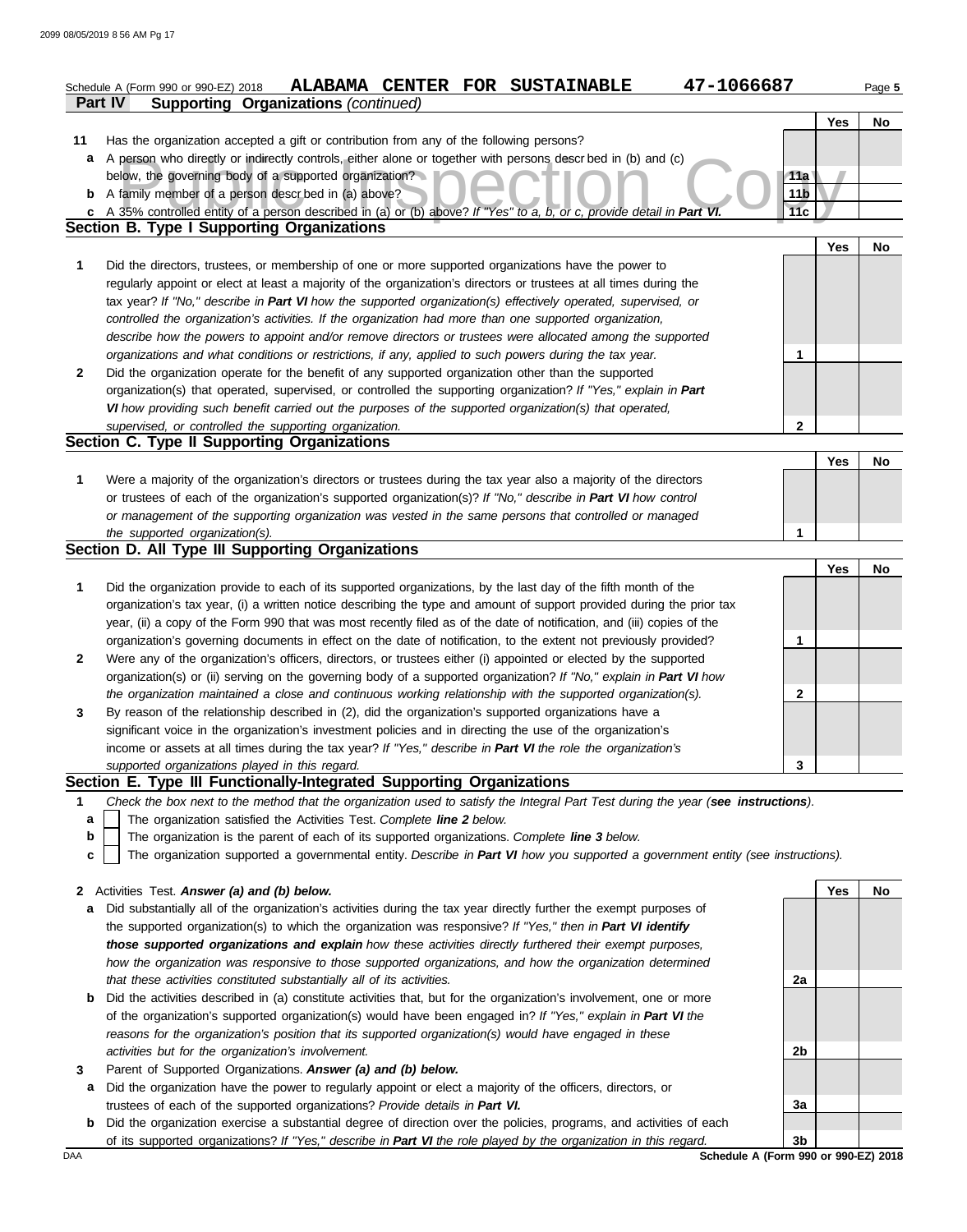Schedule A (Form 990 or 990-EZ) 2018 **ALABAMA CENTER FOR SUSTAINABLE** 47-1066687 Page 5

## Part IV Supporting Organizations *(continued)*

| | | | Yes | No |
|---|---|---|---|---|
| **11** | Has the organization accepted a gift or contribution from any of the following persons? | | | |
| **a** | A person who directly or indirectly controls, either alone or together with persons described in (b) and (c) below, the governing body of a supported organization? | 11a | | |
| **b** | A family member of a person described in (a) above? | 11b | | |
| **c** | A 35% controlled entity of a person described in (a) or (b) above? *If "Yes" to a, b, or c, provide detail in* ***Part VI.*** | 11c | | |

### Section B. Type I Supporting Organizations

| | | | Yes | No |
|---|---|---|---|---|
| **1** | Did the directors, trustees, or membership of one or more supported organizations have the power to regularly appoint or elect at least a majority of the organization's directors or trustees at all times during the tax year? *If "No," describe in* ***Part VI*** *how the supported organization(s) effectively operated, supervised, or controlled the organization's activities. If the organization had more than one supported organization, describe how the powers to appoint and/or remove directors or trustees were allocated among the supported organizations and what conditions or restrictions, if any, applied to such powers during the tax year.* | 1 | | |
| **2** | Did the organization operate for the benefit of any supported organization other than the supported organization(s) that operated, supervised, or controlled the supporting organization? *If "Yes," explain in* ***Part VI*** *how providing such benefit carried out the purposes of the supported organization(s) that operated, supervised, or controlled the supporting organization.* | 2 | | |

### Section C. Type II Supporting Organizations

| | | | Yes | No |
|---|---|---|---|---|
| **1** | Were a majority of the organization's directors or trustees during the tax year also a majority of the directors or trustees of each of the organization's supported organization(s)? *If "No," describe in* ***Part VI*** *how control or management of the supporting organization was vested in the same persons that controlled or managed the supported organization(s).* | 1 | | |

### Section D. All Type III Supporting Organizations

| | | | Yes | No |
|---|---|---|---|---|
| **1** | Did the organization provide to each of its supported organizations, by the last day of the fifth month of the organization's tax year, (i) a written notice describing the type and amount of support provided during the prior tax year, (ii) a copy of the Form 990 that was most recently filed as of the date of notification, and (iii) copies of the organization's governing documents in effect on the date of notification, to the extent not previously provided? | 1 | | |
| **2** | Were any of the organization's officers, directors, or trustees either (i) appointed or elected by the supported organization(s) or (ii) serving on the governing body of a supported organization? *If "No," explain in* ***Part VI*** *how the organization maintained a close and continuous working relationship with the supported organization(s).* | 2 | | |
| **3** | By reason of the relationship described in (2), did the organization's supported organizations have a significant voice in the organization's investment policies and in directing the use of the organization's income or assets at all times during the tax year? *If "Yes," describe in* ***Part VI*** *the role the organization's supported organizations played in this regard.* | 3 | | |

### Section E. Type III Functionally-Integrated Supporting Organizations

**1** *Check the box next to the method that the organization used to satisfy the Integral Part Test during the year (**see instructions**).*

- **a** ☐ The organization satisfied the Activities Test. *Complete **line 2** below.*
- **b** ☐ The organization is the parent of each of its supported organizations. *Complete **line 3** below.*
- **c** ☐ The organization supported a governmental entity. *Describe in **Part VI** how you supported a government entity (see instructions).*

| | | | Yes | No |
|---|---|---|---|---|
| **2** | Activities Test. ***Answer (a) and (b) below.*** | | | |
| **a** | Did substantially all of the organization's activities during the tax year directly further the exempt purposes of the supported organization(s) to which the organization was responsive? *If "Yes," then in* ***Part VI identify those supported organizations and explain*** *how these activities directly furthered their exempt purposes, how the organization was responsive to those supported organizations, and how the organization determined that these activities constituted substantially all of its activities.* | 2a | | |
| **b** | Did the activities described in (a) constitute activities that, but for the organization's involvement, one or more of the organization's supported organization(s) would have been engaged in? *If "Yes," explain in* ***Part VI*** *the reasons for the organization's position that its supported organization(s) would have engaged in these activities but for the organization's involvement.* | 2b | | |
| **3** | Parent of Supported Organizations. ***Answer (a) and (b) below.*** | | | |
| **a** | Did the organization have the power to regularly appoint or elect a majority of the officers, directors, or trustees of each of the supported organizations? *Provide details in* ***Part VI.*** | 3a | | |
| **b** | Did the organization exercise a substantial degree of direction over the policies, programs, and activities of each of its supported organizations? *If "Yes," describe in* ***Part VI*** *the role played by the organization in this regard.* | 3b | | |

DAA **Schedule A (Form 990 or 990-EZ) 2018**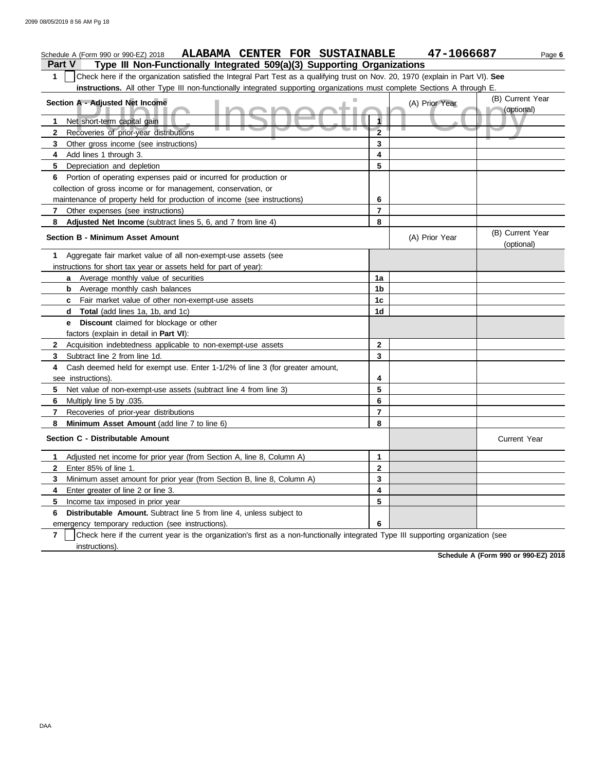Schedule A (Form 990 or 990-EZ) 2018 **ALABAMA CENTER FOR SUSTAINABLE** **47-1066687** Page **6**

## Part V Type III Non-Functionally Integrated 509(a)(3) Supporting Organizations

**1** ☐ Check here if the organization satisfied the Integral Part Test as a qualifying trust on Nov. 20, 1970 (explain in Part VI). **See instructions.** All other Type III non-functionally integrated supporting organizations must complete Sections A through E.

| **Section A - Adjusted Net Income** | | (A) Prior Year | (B) Current Year (optional) |
|---|---|---|---|
| **1** Net short-term capital gain | 1 | | |
| **2** Recoveries of prior-year distributions | 2 | | |
| **3** Other gross income (see instructions) | 3 | | |
| **4** Add lines 1 through 3. | 4 | | |
| **5** Depreciation and depletion | 5 | | |
| **6** Portion of operating expenses paid or incurred for production or collection of gross income or for management, conservation, or maintenance of property held for production of income (see instructions) | 6 | | |
| **7** Other expenses (see instructions) | 7 | | |
| **8** **Adjusted Net Income** (subtract lines 5, 6, and 7 from line 4) | 8 | | |

| **Section B - Minimum Asset Amount** | | (A) Prior Year | (B) Current Year (optional) |
|---|---|---|---|
| **1** Aggregate fair market value of all non-exempt-use assets (see instructions for short tax year or assets held for part of year): | | | |
| **a** Average monthly value of securities | 1a | | |
| **b** Average monthly cash balances | 1b | | |
| **c** Fair market value of other non-exempt-use assets | 1c | | |
| **d** **Total** (add lines 1a, 1b, and 1c) | 1d | | |
| **e** **Discount** claimed for blockage or other factors (explain in detail in **Part VI**): | | | |
| **2** Acquisition indebtedness applicable to non-exempt-use assets | 2 | | |
| **3** Subtract line 2 from line 1d. | 3 | | |
| **4** Cash deemed held for exempt use. Enter 1-1/2% of line 3 (for greater amount, see instructions). | 4 | | |
| **5** Net value of non-exempt-use assets (subtract line 4 from line 3) | 5 | | |
| **6** Multiply line 5 by .035. | 6 | | |
| **7** Recoveries of prior-year distributions | 7 | | |
| **8** **Minimum Asset Amount** (add line 7 to line 6) | 8 | | |

| **Section C - Distributable Amount** | | | Current Year |
|---|---|---|---|
| **1** Adjusted net income for prior year (from Section A, line 8, Column A) | 1 | | |
| **2** Enter 85% of line 1. | 2 | | |
| **3** Minimum asset amount for prior year (from Section B, line 8, Column A) | 3 | | |
| **4** Enter greater of line 2 or line 3. | 4 | | |
| **5** Income tax imposed in prior year | 5 | | |
| **6** **Distributable Amount.** Subtract line 5 from line 4, unless subject to emergency temporary reduction (see instructions). | 6 | | |

**7** ☐ Check here if the current year is the organization's first as a non-functionally integrated Type III supporting organization (see instructions).

**Schedule A (Form 990 or 990-EZ) 2018**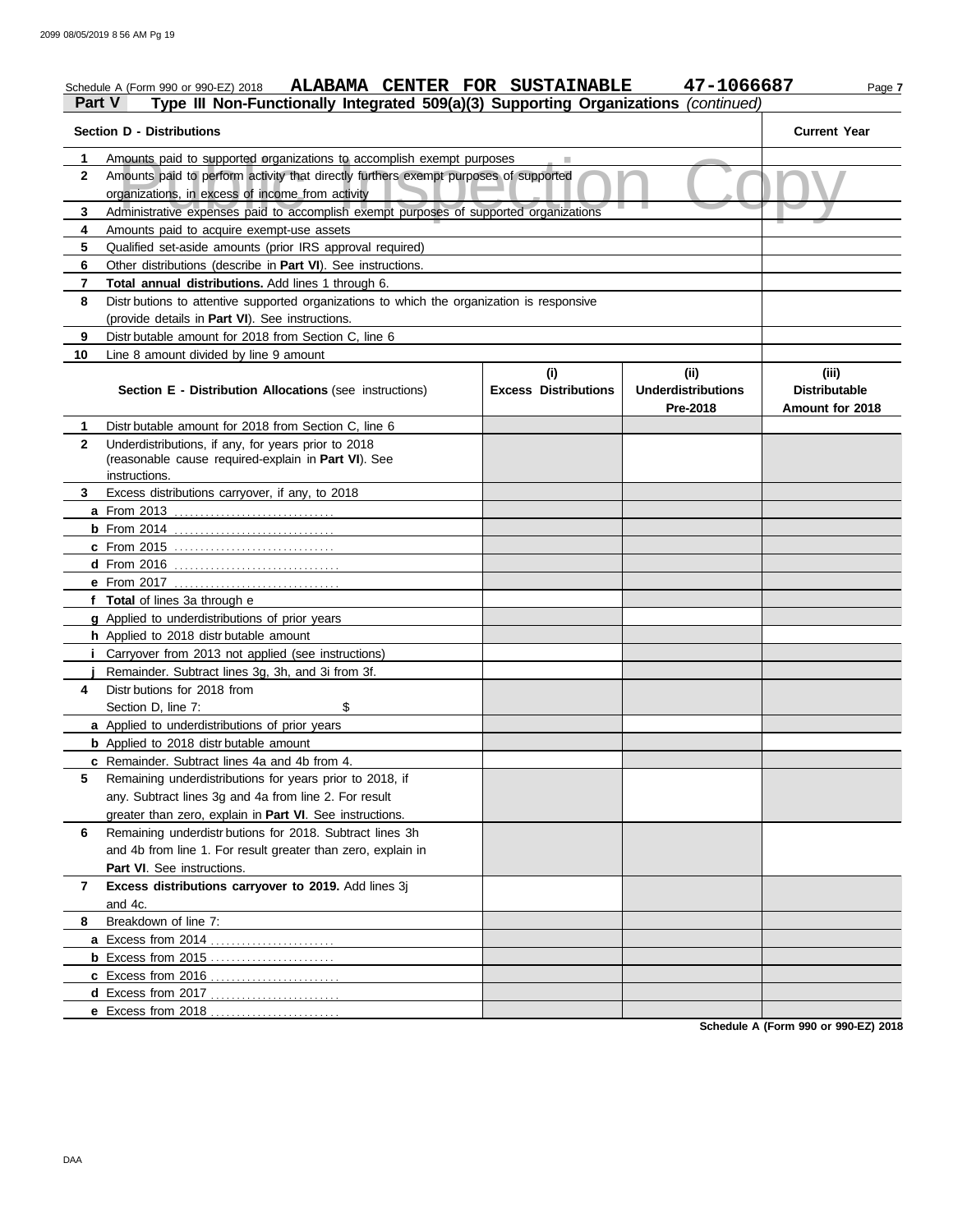Schedule A (Form 990 or 990-EZ) 2018 **ALABAMA CENTER FOR SUSTAINABLE** **47-1066687**

## Part V Type III Non-Functionally Integrated 509(a)(3) Supporting Organizations *(continued)*

| | Section D - Distributions | Current Year |
|---|---|---|
| 1 | Amounts paid to supported organizations to accomplish exempt purposes | |
| 2 | Amounts paid to perform activity that directly furthers exempt purposes of supported organizations, in excess of income from activity | |
| 3 | Administrative expenses paid to accomplish exempt purposes of supported organizations | |
| 4 | Amounts paid to acquire exempt-use assets | |
| 5 | Qualified set-aside amounts (prior IRS approval required) | |
| 6 | Other distributions (describe in **Part VI**). See instructions. | |
| 7 | **Total annual distributions.** Add lines 1 through 6. | |
| 8 | Distributions to attentive supported organizations to which the organization is responsive (provide details in **Part VI**). See instructions. | |
| 9 | Distributable amount for 2018 from Section C, line 6 | |
| 10 | Line 8 amount divided by line 9 amount | |

| | Section E - Distribution Allocations (see instructions) | (i) Excess Distributions | (ii) Underdistributions Pre-2018 | (iii) Distributable Amount for 2018 |
|---|---|---|---|---|
| 1 | Distributable amount for 2018 from Section C, line 6 | | | |
| 2 | Underdistributions, if any, for years prior to 2018 (reasonable cause required-explain in **Part VI**). See instructions. | | | |
| 3 | Excess distributions carryover, if any, to 2018 | | | |
| a | From 2013 | | | |
| b | From 2014 | | | |
| c | From 2015 | | | |
| d | From 2016 | | | |
| e | From 2017 | | | |
| f | **Total** of lines 3a through e | | | |
| g | Applied to underdistributions of prior years | | | |
| h | Applied to 2018 distributable amount | | | |
| i | Carryover from 2013 not applied (see instructions) | | | |
| j | Remainder. Subtract lines 3g, 3h, and 3i from 3f. | | | |
| 4 | Distributions for 2018 from Section D, line 7: $ | | | |
| a | Applied to underdistributions of prior years | | | |
| b | Applied to 2018 distributable amount | | | |
| c | Remainder. Subtract lines 4a and 4b from 4. | | | |
| 5 | Remaining underdistributions for years prior to 2018, if any. Subtract lines 3g and 4a from line 2. For result greater than zero, explain in **Part VI**. See instructions. | | | |
| 6 | Remaining underdistributions for 2018. Subtract lines 3h and 4b from line 1. For result greater than zero, explain in **Part VI**. See instructions. | | | |
| 7 | **Excess distributions carryover to 2019.** Add lines 3j and 4c. | | | |
| 8 | Breakdown of line 7: | | | |
| a | Excess from 2014 | | | |
| b | Excess from 2015 | | | |
| c | Excess from 2016 | | | |
| d | Excess from 2017 | | | |
| e | Excess from 2018 | | | |

**Schedule A (Form 990 or 990-EZ) 2018**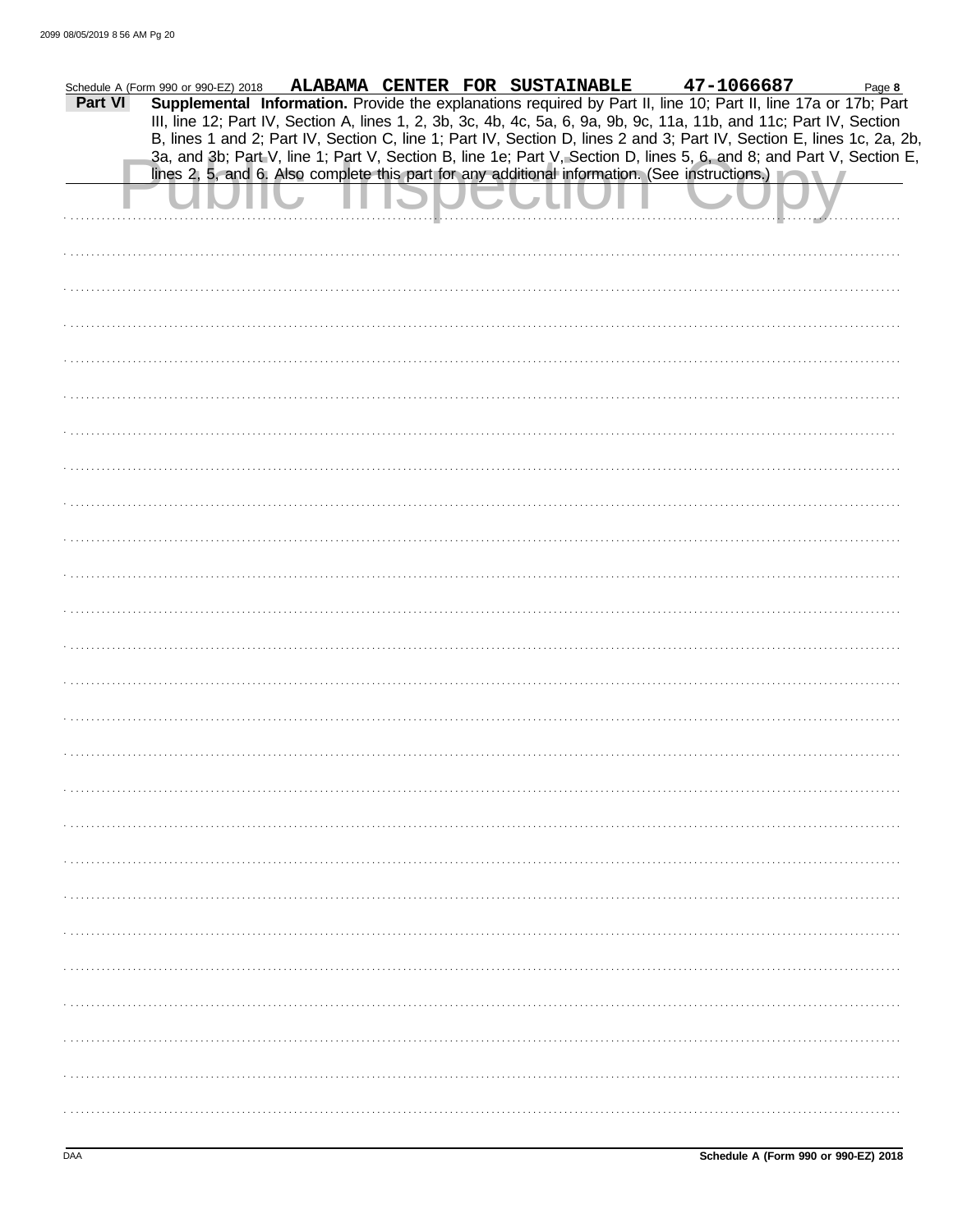Schedule A (Form 990 or 990-EZ) 2018 **ALABAMA CENTER FOR SUSTAINABLE** **47-1066687** Page **8**

**Part VI** **Supplemental Information.** Provide the explanations required by Part II, line 10; Part II, line 17a or 17b; Part III, line 12; Part IV, Section A, lines 1, 2, 3b, 3c, 4b, 4c, 5a, 6, 9a, 9b, 9c, 11a, 11b, and 11c; Part IV, Section B, lines 1 and 2; Part IV, Section C, line 1; Part IV, Section D, lines 2 and 3; Part IV, Section E, lines 1c, 2a, 2b, 3a, and 3b; Part V, line 1; Part V, Section B, line 1e; Part V, Section D, lines 5, 6, and 8; and Part V, Section E, lines 2, 5, and 6. Also complete this part for any additional information. (See instructions.)

Public Inspection Copy

DAA **Schedule A (Form 990 or 990-EZ) 2018**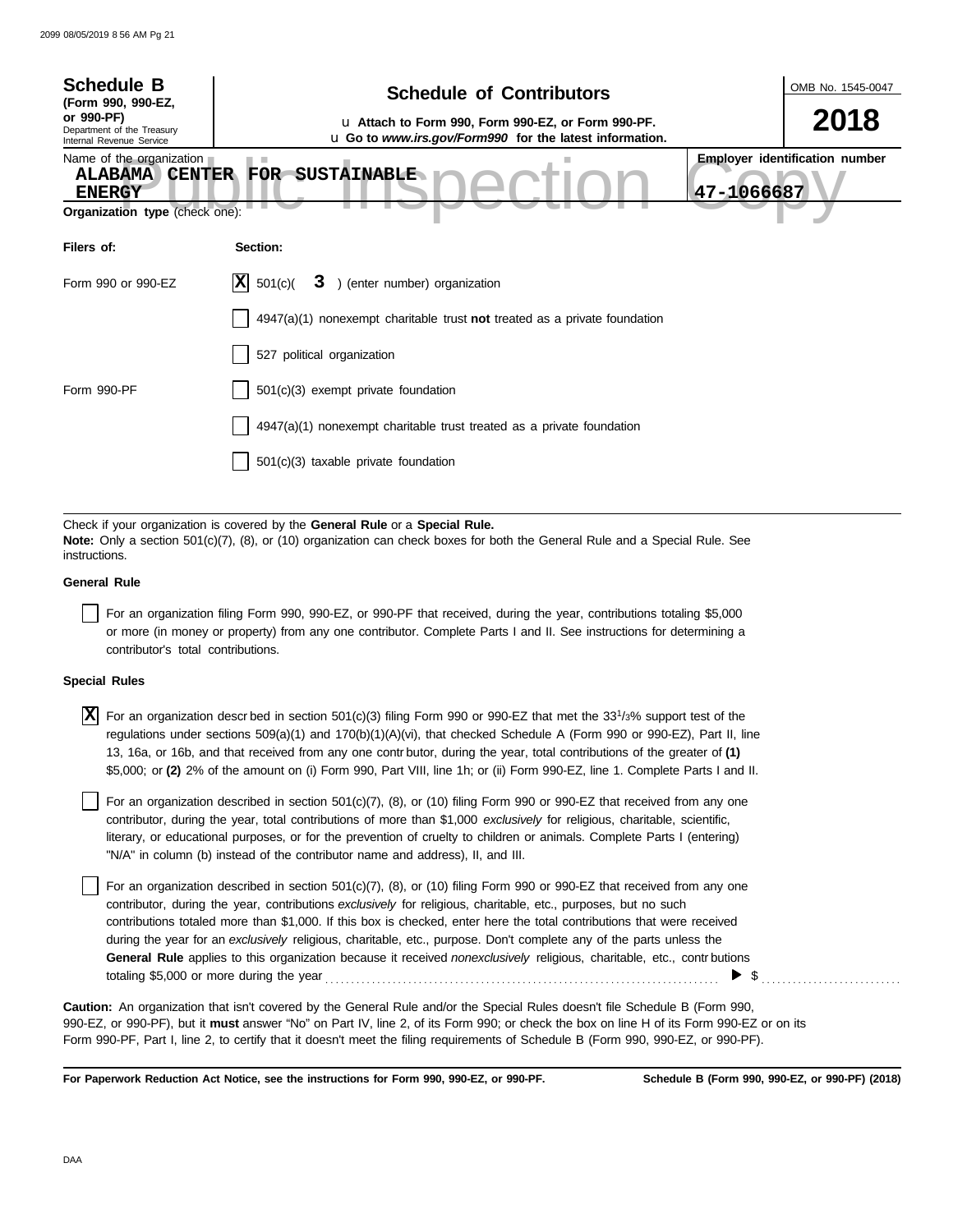**Schedule B**
**(Form 990, 990-EZ, or 990-PF)**
Department of the Treasury
Internal Revenue Service

# Schedule of Contributors

u **Attach to Form 990, Form 990-EZ, or Form 990-PF.**
u **Go to *www.irs.gov/Form990* for the latest information.**

OMB No. 1545-0047

**2018**

Name of the organization: **ALABAMA CENTER FOR SUSTAINABLE ENERGY**

**Employer identification number:** 47-1066687

**Organization type** (check one):

| Filers of: | Section: |
| --- | --- |
| Form 990 or 990-EZ | [X] 501(c)( **3** ) (enter number) organization |
| | [ ] 4947(a)(1) nonexempt charitable trust **not** treated as a private foundation |
| | [ ] 527 political organization |
| Form 990-PF | [ ] 501(c)(3) exempt private foundation |
| | [ ] 4947(a)(1) nonexempt charitable trust treated as a private foundation |
| | [ ] 501(c)(3) taxable private foundation |

Check if your organization is covered by the **General Rule** or a **Special Rule.**
**Note:** Only a section 501(c)(7), (8), or (10) organization can check boxes for both the General Rule and a Special Rule. See instructions.

**General Rule**

[ ] For an organization filing Form 990, 990-EZ, or 990-PF that received, during the year, contributions totaling $5,000 or more (in money or property) from any one contributor. Complete Parts I and II. See instructions for determining a contributor's total contributions.

**Special Rules**

[X] For an organization described in section 501(c)(3) filing Form 990 or 990-EZ that met the 33[1]/3% support test of the regulations under sections 509(a)(1) and 170(b)(1)(A)(vi), that checked Schedule A (Form 990 or 990-EZ), Part II, line 13, 16a, or 16b, and that received from any one contributor, during the year, total contributions of the greater of **(1)** $5,000; or **(2)** 2% of the amount on (i) Form 990, Part VIII, line 1h; or (ii) Form 990-EZ, line 1. Complete Parts I and II.

[ ] For an organization described in section 501(c)(7), (8), or (10) filing Form 990 or 990-EZ that received from any one contributor, during the year, total contributions of more than $1,000 *exclusively* for religious, charitable, scientific, literary, or educational purposes, or for the prevention of cruelty to children or animals. Complete Parts I (entering) "N/A" in column (b) instead of the contributor name and address), II, and III.

[ ] For an organization described in section 501(c)(7), (8), or (10) filing Form 990 or 990-EZ that received from any one contributor, during the year, contributions *exclusively* for religious, charitable, etc., purposes, but no such contributions totaled more than $1,000. If this box is checked, enter here the total contributions that were received during the year for an *exclusively* religious, charitable, etc., purpose. Don't complete any of the parts unless the **General Rule** applies to this organization because it received *nonexclusively* religious, charitable, etc., contributions totaling $5,000 or more during the year ........ ▶ $ ..........

**Caution:** An organization that isn't covered by the General Rule and/or the Special Rules doesn't file Schedule B (Form 990, 990-EZ, or 990-PF), but it **must** answer "No" on Part IV, line 2, of its Form 990; or check the box on line H of its Form 990-EZ or on its Form 990-PF, Part I, line 2, to certify that it doesn't meet the filing requirements of Schedule B (Form 990, 990-EZ, or 990-PF).

**For Paperwork Reduction Act Notice, see the instructions for Form 990, 990-EZ, or 990-PF.** **Schedule B (Form 990, 990-EZ, or 990-PF) (2018)**

DAA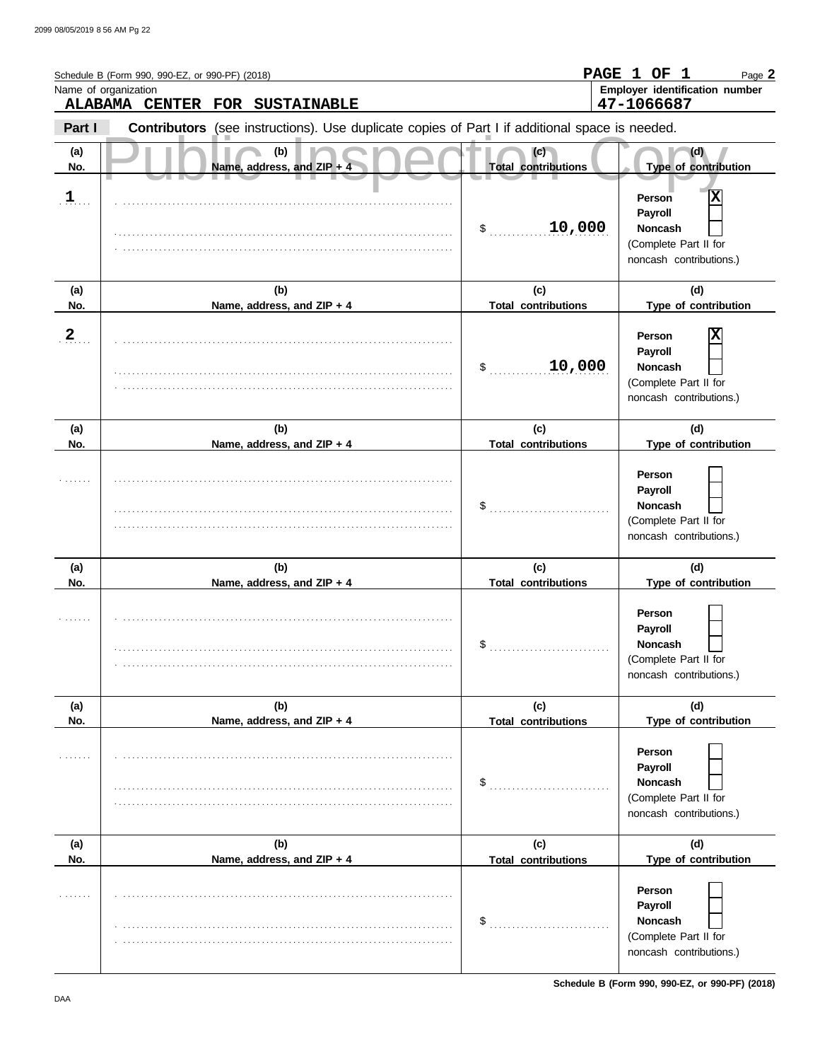Schedule B (Form 990, 990-EZ, or 990-PF) (2018)

PAGE 1 OF 1 Page **2**

Name of organization: **ALABAMA CENTER FOR SUSTAINABLE**

Employer identification number: **47-1066687**

**Part I** **Contributors** (see instructions). Use duplicate copies of Part I if additional space is needed.

Public Inspection Copy

| (a) No. | (b) Name, address, and ZIP + 4 | (c) Total contributions | (d) Type of contribution |
|---|---|---|---|
| 1 | | $ 10,000 | Person [X] Payroll [ ] Noncash [ ] (Complete Part II for noncash contributions.) |
| 2 | | $ 10,000 | Person [X] Payroll [ ] Noncash [ ] (Complete Part II for noncash contributions.) |
| | | $ | Person [ ] Payroll [ ] Noncash [ ] (Complete Part II for noncash contributions.) |
| | | $ | Person [ ] Payroll [ ] Noncash [ ] (Complete Part II for noncash contributions.) |
| | | $ | Person [ ] Payroll [ ] Noncash [ ] (Complete Part II for noncash contributions.) |
| | | $ | Person [ ] Payroll [ ] Noncash [ ] (Complete Part II for noncash contributions.) |

DAA

**Schedule B (Form 990, 990-EZ, or 990-PF) (2018)**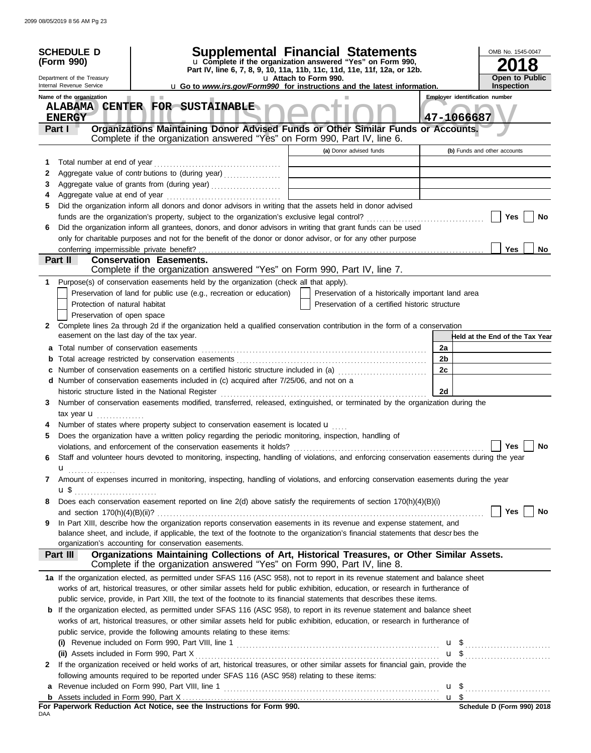**SCHEDULE D (Form 990)**

Department of the Treasury
Internal Revenue Service

# Supplemental Financial Statements

u Complete if the organization answered "Yes" on Form 990, Part IV, line 6, 7, 8, 9, 10, 11a, 11b, 11c, 11d, 11e, 11f, 12a, or 12b.

u Attach to Form 990.

u Go to *www.irs.gov/Form990* for instructions and the latest information.

OMB No. 1545-0047

**2018**

**Open to Public Inspection**

Name of the organization: ALABAMA CENTER FOR SUSTAINABLE ENERGY

Employer identification number: 47-1066687

## Part I — Organizations Maintaining Donor Advised Funds or Other Similar Funds or Accounts.

Complete if the organization answered "Yes" on Form 990, Part IV, line 6.

| | | (a) Donor advised funds | (b) Funds and other accounts |
|---|---|---|---|
| 1 | Total number at end of year | | |
| 2 | Aggregate value of contributions to (during year) | | |
| 3 | Aggregate value of grants from (during year) | | |
| 4 | Aggregate value at end of year | | |

5 Did the organization inform all donors and donor advisors in writing that the assets held in donor advised funds are the organization's property, subject to the organization's exclusive legal control? ☐ Yes ☐ No

6 Did the organization inform all grantees, donors, and donor advisors in writing that grant funds can be used only for charitable purposes and not for the benefit of the donor or donor advisor, or for any other purpose conferring impermissible private benefit? ☐ Yes ☐ No

## Part II — Conservation Easements.

Complete if the organization answered "Yes" on Form 990, Part IV, line 7.

1 Purpose(s) of conservation easements held by the organization (check all that apply).

- ☐ Preservation of land for public use (e.g., recreation or education)
- ☐ Protection of natural habitat
- ☐ Preservation of open space
- ☐ Preservation of a historically important land area
- ☐ Preservation of a certified historic structure

2 Complete lines 2a through 2d if the organization held a qualified conservation contribution in the form of a conservation easement on the last day of the tax year.

| | | | Held at the End of the Tax Year |
|---|---|---|---|
| a | Total number of conservation easements | 2a | |
| b | Total acreage restricted by conservation easements | 2b | |
| c | Number of conservation easements on a certified historic structure included in (a) | 2c | |
| d | Number of conservation easements included in (c) acquired after 7/25/06, and not on a historic structure listed in the National Register | 2d | |

3 Number of conservation easements modified, transferred, released, extinguished, or terminated by the organization during the tax year u

4 Number of states where property subject to conservation easement is located u

5 Does the organization have a written policy regarding the periodic monitoring, inspection, handling of violations, and enforcement of the conservation easements it holds? ☐ Yes ☐ No

6 Staff and volunteer hours devoted to monitoring, inspecting, handling of violations, and enforcing conservation easements during the year u

7 Amount of expenses incurred in monitoring, inspecting, handling of violations, and enforcing conservation easements during the year u $

8 Does each conservation easement reported on line 2(d) above satisfy the requirements of section 170(h)(4)(B)(i) and section 170(h)(4)(B)(ii)? ☐ Yes ☐ No

9 In Part XIII, describe how the organization reports conservation easements in its revenue and expense statement, and balance sheet, and include, if applicable, the text of the footnote to the organization's financial statements that describes the organization's accounting for conservation easements.

## Part III — Organizations Maintaining Collections of Art, Historical Treasures, or Other Similar Assets.

Complete if the organization answered "Yes" on Form 990, Part IV, line 8.

1a If the organization elected, as permitted under SFAS 116 (ASC 958), not to report in its revenue statement and balance sheet works of art, historical treasures, or other similar assets held for public exhibition, education, or research in furtherance of public service, provide, in Part XIII, the text of the footnote to its financial statements that describes these items.

b If the organization elected, as permitted under SFAS 116 (ASC 958), to report in its revenue statement and balance sheet works of art, historical treasures, or other similar assets held for public exhibition, education, or research in furtherance of public service, provide the following amounts relating to these items:

(i) Revenue included on Form 990, Part VIII, line 1 u $

(ii) Assets included in Form 990, Part X u $

2 If the organization received or held works of art, historical treasures, or other similar assets for financial gain, provide the following amounts required to be reported under SFAS 116 (ASC 958) relating to these items:

a Revenue included on Form 990, Part VIII, line 1 u $

b Assets included in Form 990, Part X u $

**For Paperwork Reduction Act Notice, see the Instructions for Form 990.**

DAA

**Schedule D (Form 990) 2018**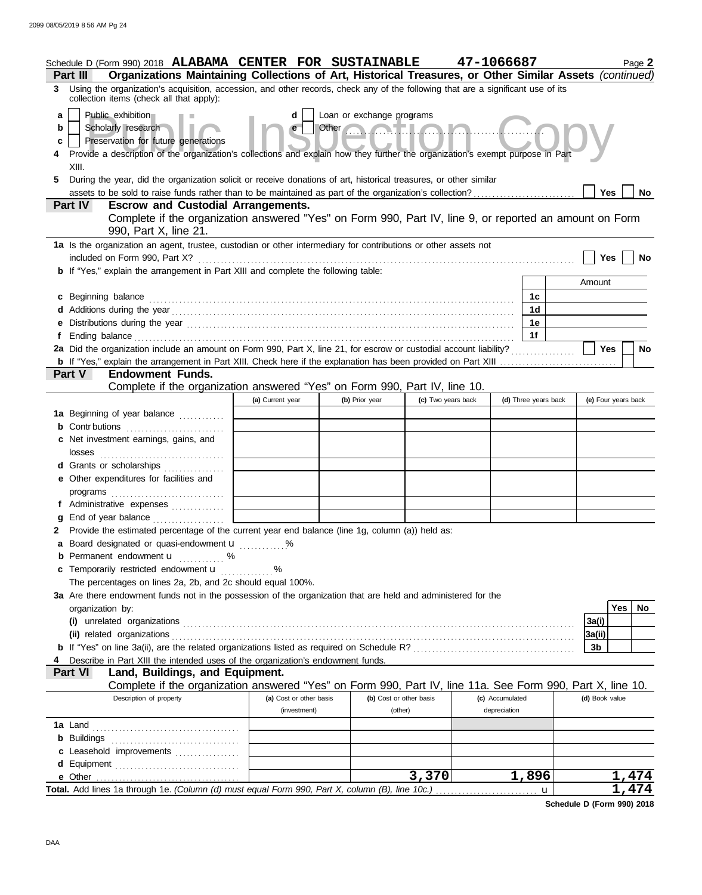Schedule D (Form 990) 2018 **ALABAMA CENTER FOR SUSTAINABLE** **47-1066687** Page **2**

**Part III** **Organizations Maintaining Collections of Art, Historical Treasures, or Other Similar Assets** *(continued)*

**3** Using the organization's acquisition, accession, and other records, check any of the following that are a significant use of its collection items (check all that apply):

- **a** ☐ Public exhibition
- **b** ☐ Scholarly research
- **c** ☐ Preservation for future generations
- **d** ☐ Loan or exchange programs
- **e** ☐ Other

**4** Provide a description of the organization's collections and explain how they further the organization's exempt purpose in Part XIII.

**5** During the year, did the organization solicit or receive donations of art, historical treasures, or other similar assets to be sold to raise funds rather than to be maintained as part of the organization's collection? ☐ Yes ☐ No

**Part IV** **Escrow and Custodial Arrangements.**
Complete if the organization answered "Yes" on Form 990, Part IV, line 9, or reported an amount on Form 990, Part X, line 21.

**1a** Is the organization an agent, trustee, custodian or other intermediary for contributions or other assets not included on Form 990, Part X? ☐ Yes ☐ No

**b** If "Yes," explain the arrangement in Part XIII and complete the following table:

| | | Amount |
|---|---|---|
| **c** Beginning balance | 1c | |
| **d** Additions during the year | 1d | |
| **e** Distributions during the year | 1e | |
| **f** Ending balance | 1f | |

**2a** Did the organization include an amount on Form 990, Part X, line 21, for escrow or custodial account liability? ☐ Yes ☐ No

**b** If "Yes," explain the arrangement in Part XIII. Check here if the explanation has been provided on Part XIII ☐

**Part V** **Endowment Funds.**
Complete if the organization answered "Yes" on Form 990, Part IV, line 10.

| | (a) Current year | (b) Prior year | (c) Two years back | (d) Three years back | (e) Four years back |
|---|---|---|---|---|---|
| **1a** Beginning of year balance | | | | | |
| **b** Contributions | | | | | |
| **c** Net investment earnings, gains, and losses | | | | | |
| **d** Grants or scholarships | | | | | |
| **e** Other expenditures for facilities and programs | | | | | |
| **f** Administrative expenses | | | | | |
| **g** End of year balance | | | | | |

**2** Provide the estimated percentage of the current year end balance (line 1g, column (a)) held as:

- **a** Board designated or quasi-endowment u ............%
- **b** Permanent endowment u ............%
- **c** Temporarily restricted endowment u ............%

The percentages on lines 2a, 2b, and 2c should equal 100%.

**3a** Are there endowment funds not in the possession of the organization that are held and administered for the organization by:

| | | Yes | No |
|---|---|---|---|
| **(i)** unrelated organizations | 3a(i) | | |
| **(ii)** related organizations | 3a(ii) | | |
| **b** If "Yes" on line 3a(ii), are the related organizations listed as required on Schedule R? | 3b | | |

**4** Describe in Part XIII the intended uses of the organization's endowment funds.

**Part VI** **Land, Buildings, and Equipment.**
Complete if the organization answered "Yes" on Form 990, Part IV, line 11a. See Form 990, Part X, line 10.

| Description of property | (a) Cost or other basis (investment) | (b) Cost or other basis (other) | (c) Accumulated depreciation | (d) Book value |
|---|---|---|---|---|
| **1a** Land | | | | |
| **b** Buildings | | | | |
| **c** Leasehold improvements | | | | |
| **d** Equipment | | | | |
| **e** Other | | 3,370 | 1,896 | 1,474 |
| **Total.** Add lines 1a through 1e. *(Column (d) must equal Form 990, Part X, column (B), line 10c.)* u | | | | 1,474 |

**Schedule D (Form 990) 2018**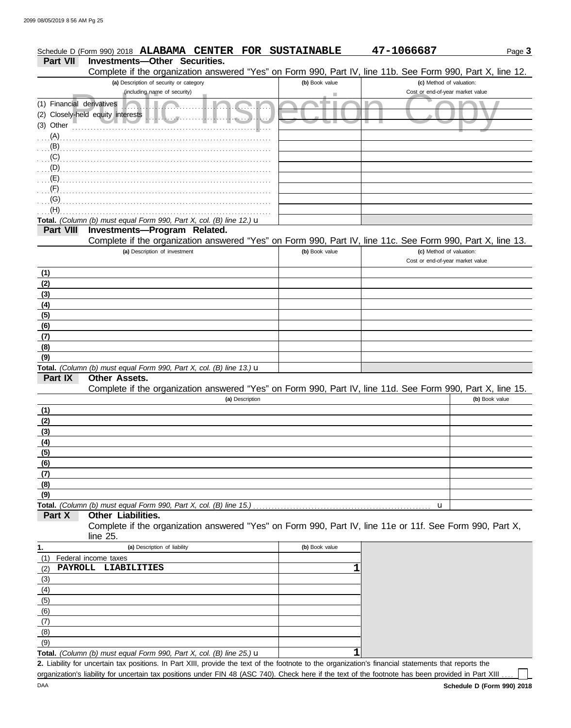Schedule D (Form 990) 2018 **ALABAMA CENTER FOR SUSTAINABLE** **47-1066687** Page **3**

## Part VII Investments—Other Securities.

Complete if the organization answered "Yes" on Form 990, Part IV, line 11b. See Form 990, Part X, line 12.

| (a) Description of security or category (including name of security) | (b) Book value | (c) Method of valuation: Cost or end-of-year market value |
|---|---|---|
| (1) Financial derivatives | | |
| (2) Closely-held equity interests | | |
| (3) Other | | |
| (A) | | |
| (B) | | |
| (C) | | |
| (D) | | |
| (E) | | |
| (F) | | |
| (G) | | |
| (H) | | |
| **Total.** *(Column (b) must equal Form 990, Part X, col. (B) line 12.)* u | | |

## Part VIII Investments—Program Related.

Complete if the organization answered "Yes" on Form 990, Part IV, line 11c. See Form 990, Part X, line 13.

| (a) Description of investment | (b) Book value | (c) Method of valuation: Cost or end-of-year market value |
|---|---|---|
| (1) | | |
| (2) | | |
| (3) | | |
| (4) | | |
| (5) | | |
| (6) | | |
| (7) | | |
| (8) | | |
| (9) | | |
| **Total.** *(Column (b) must equal Form 990, Part X, col. (B) line 13.)* u | | |

## Part IX Other Assets.

Complete if the organization answered "Yes" on Form 990, Part IV, line 11d. See Form 990, Part X, line 15.

| (a) Description | (b) Book value |
|---|---|
| (1) | |
| (2) | |
| (3) | |
| (4) | |
| (5) | |
| (6) | |
| (7) | |
| (8) | |
| (9) | |
| **Total.** *(Column (b) must equal Form 990, Part X, col. (B) line 15.)* u | |

## Part X Other Liabilities.

Complete if the organization answered "Yes" on Form 990, Part IV, line 11e or 11f. See Form 990, Part X, line 25.

| 1. (a) Description of liability | (b) Book value |
|---|---|
| (1) Federal income taxes | |
| (2) **PAYROLL LIABILITIES** | **1** |
| (3) | |
| (4) | |
| (5) | |
| (6) | |
| (7) | |
| (8) | |
| (9) | |
| **Total.** *(Column (b) must equal Form 990, Part X, col. (B) line 25.)* u | **1** |

**2.** Liability for uncertain tax positions. In Part XIII, provide the text of the footnote to the organization's financial statements that reports the organization's liability for uncertain tax positions under FIN 48 (ASC 740). Check here if the text of the footnote has been provided in Part XIII ☐

DAA **Schedule D (Form 990) 2018**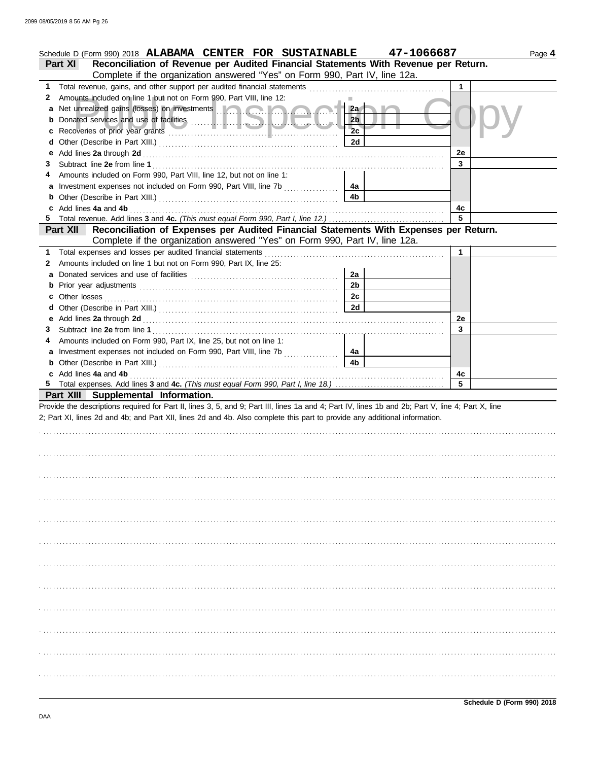Schedule D (Form 990) 2018 **ALABAMA CENTER FOR SUSTAINABLE** **47-1066687** Page **4**

## Part XI Reconciliation of Revenue per Audited Financial Statements With Revenue per Return.

Complete if the organization answered "Yes" on Form 990, Part IV, line 12a.

| | | | | | |
|---|---|---|---|---|---|
| **1** | Total revenue, gains, and other support per audited financial statements | | | 1 | |
| **2** | Amounts included on line 1 but not on Form 990, Part VIII, line 12: | | | | |
| **a** | Net unrealized gains (losses) on investments | 2a | | | |
| **b** | Donated services and use of facilities | 2b | | | |
| **c** | Recoveries of prior year grants | 2c | | | |
| **d** | Other (Describe in Part XIII.) | 2d | | | |
| **e** | Add lines **2a** through **2d** | | | 2e | |
| **3** | Subtract line **2e** from line **1** | | | 3 | |
| **4** | Amounts included on Form 990, Part VIII, line 12, but not on line 1: | | | | |
| **a** | Investment expenses not included on Form 990, Part VIII, line 7b | 4a | | | |
| **b** | Other (Describe in Part XIII.) | 4b | | | |
| **c** | Add lines **4a** and **4b** | | | 4c | |
| **5** | Total revenue. Add lines **3** and **4c.** *(This must equal Form 990, Part I, line 12.)* | | | 5 | |

## Part XII Reconciliation of Expenses per Audited Financial Statements With Expenses per Return.

Complete if the organization answered "Yes" on Form 990, Part IV, line 12a.

| | | | | | |
|---|---|---|---|---|---|
| **1** | Total expenses and losses per audited financial statements | | | 1 | |
| **2** | Amounts included on line 1 but not on Form 990, Part IX, line 25: | | | | |
| **a** | Donated services and use of facilities | 2a | | | |
| **b** | Prior year adjustments | 2b | | | |
| **c** | Other losses | 2c | | | |
| **d** | Other (Describe in Part XIII.) | 2d | | | |
| **e** | Add lines **2a** through **2d** | | | 2e | |
| **3** | Subtract line **2e** from line **1** | | | 3 | |
| **4** | Amounts included on Form 990, Part IX, line 25, but not on line 1: | | | | |
| **a** | Investment expenses not included on Form 990, Part VIII, line 7b | 4a | | | |
| **b** | Other (Describe in Part XIII.) | 4b | | | |
| **c** | Add lines **4a** and **4b** | | | 4c | |
| **5** | Total expenses. Add lines **3** and **4c.** *(This must equal Form 990, Part I, line 18.)* | | | 5 | |

## Part XIII Supplemental Information.

Provide the descriptions required for Part II, lines 3, 5, and 9; Part III, lines 1a and 4; Part IV, lines 1b and 2b; Part V, line 4; Part X, line 2; Part XI, lines 2d and 4b; and Part XII, lines 2d and 4b. Also complete this part to provide any additional information.

**Schedule D (Form 990) 2018**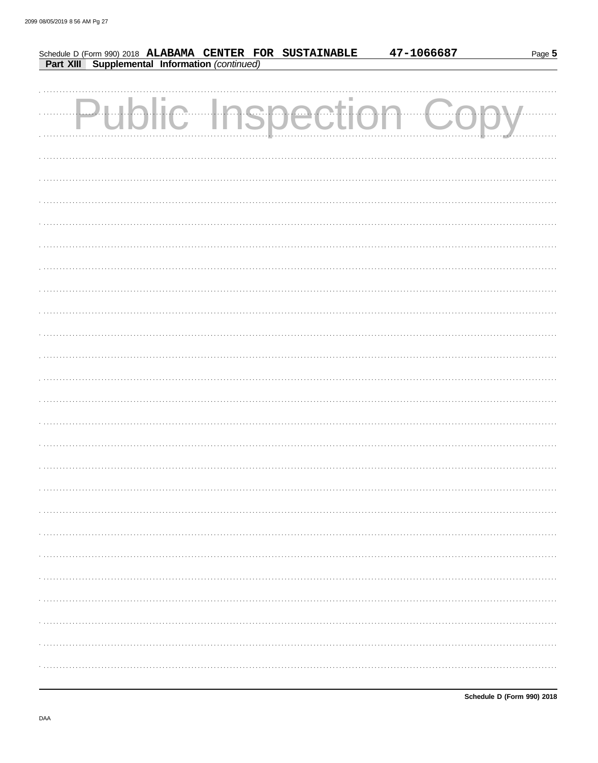Schedule D (Form 990) 2018 **ALABAMA CENTER FOR SUSTAINABLE** **47-1066687** Page **5**

**Part XIII Supplemental Information** *(continued)*

Public Inspection Copy

**Schedule D (Form 990) 2018**

DAA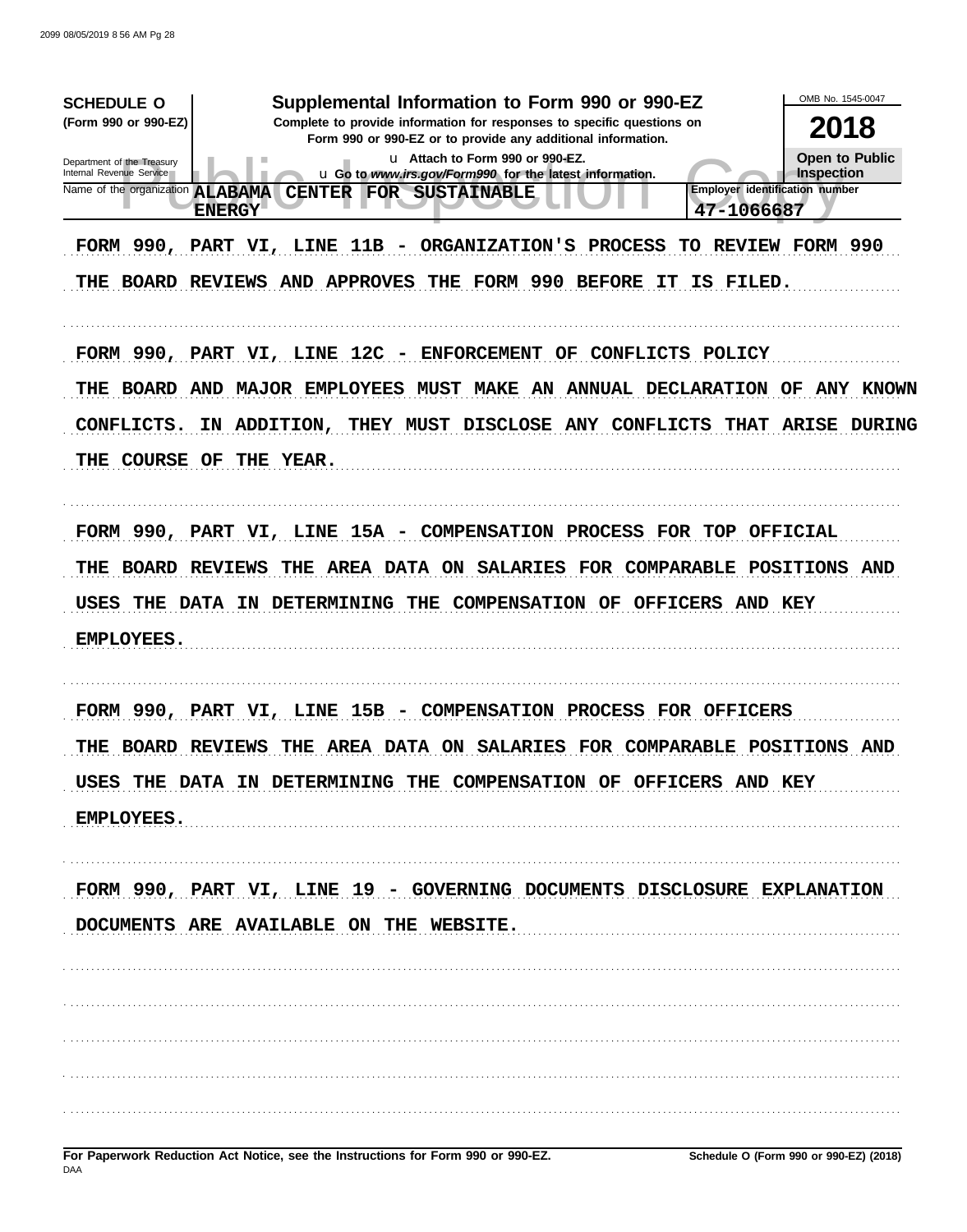**SCHEDULE O** (Form 990 or 990-EZ)

Department of the Treasury
Internal Revenue Service

# Supplemental Information to Form 990 or 990-EZ

**Complete to provide information for responses to specific questions on Form 990 or 990-EZ or to provide any additional information.**

u Attach to Form 990 or 990-EZ.
u Go to *www.irs.gov/Form990* for the latest information.

OMB No. 1545-0047

**2018**

**Open to Public Inspection**

Name of the organization **ALABAMA CENTER FOR SUSTAINABLE ENERGY**

Employer identification number **47-1066687**

FORM 990, PART VI, LINE 11B - ORGANIZATION'S PROCESS TO REVIEW FORM 990

THE BOARD REVIEWS AND APPROVES THE FORM 990 BEFORE IT IS FILED.

FORM 990, PART VI, LINE 12C - ENFORCEMENT OF CONFLICTS POLICY

THE BOARD AND MAJOR EMPLOYEES MUST MAKE AN ANNUAL DECLARATION OF ANY KNOWN CONFLICTS. IN ADDITION, THEY MUST DISCLOSE ANY CONFLICTS THAT ARISE DURING THE COURSE OF THE YEAR.

FORM 990, PART VI, LINE 15A - COMPENSATION PROCESS FOR TOP OFFICIAL

THE BOARD REVIEWS THE AREA DATA ON SALARIES FOR COMPARABLE POSITIONS AND USES THE DATA IN DETERMINING THE COMPENSATION OF OFFICERS AND KEY EMPLOYEES.

FORM 990, PART VI, LINE 15B - COMPENSATION PROCESS FOR OFFICERS

THE BOARD REVIEWS THE AREA DATA ON SALARIES FOR COMPARABLE POSITIONS AND USES THE DATA IN DETERMINING THE COMPENSATION OF OFFICERS AND KEY EMPLOYEES.

FORM 990, PART VI, LINE 19 - GOVERNING DOCUMENTS DISCLOSURE EXPLANATION

DOCUMENTS ARE AVAILABLE ON THE WEBSITE.

**For Paperwork Reduction Act Notice, see the Instructions for Form 990 or 990-EZ.**

DAA

**Schedule O (Form 990 or 990-EZ) (2018)**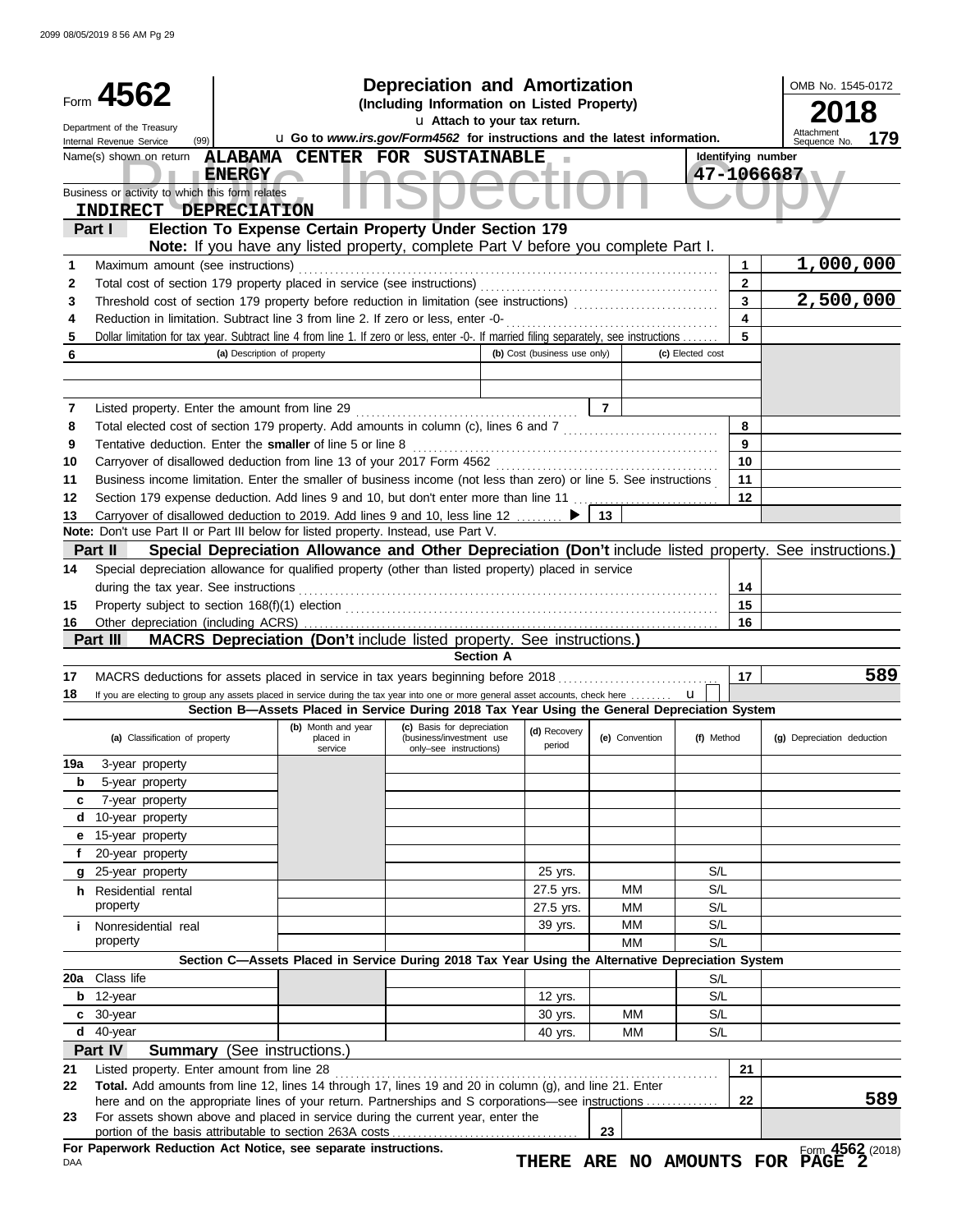Form **4562**

Department of the Treasury
Internal Revenue Service (99)

# Depreciation and Amortization

**(Including Information on Listed Property)**

u Attach to your tax return.

u Go to *www.irs.gov/Form4562* for instructions and the latest information.

OMB No. 1545-0172

**2018**

Attachment Sequence No. **179**

Name(s) shown on return: **ALABAMA CENTER FOR SUSTAINABLE ENERGY**

Identifying number: **47-1066687**

Business or activity to which this form relates: **INDIRECT DEPRECIATION**

## Part I Election To Expense Certain Property Under Section 179

**Note:** If you have any listed property, complete Part V before you complete Part I.

| | | | |
|---|---|---|---|
| 1 | Maximum amount (see instructions) | 1 | 1,000,000 |
| 2 | Total cost of section 179 property placed in service (see instructions) | 2 | |
| 3 | Threshold cost of section 179 property before reduction in limitation (see instructions) | 3 | 2,500,000 |
| 4 | Reduction in limitation. Subtract line 3 from line 2. If zero or less, enter -0- | 4 | |
| 5 | Dollar limitation for tax year. Subtract line 4 from line 1. If zero or less, enter -0-. If married filing separately, see instructions | 5 | |

| 6 | (a) Description of property | (b) Cost (business use only) | (c) Elected cost |
|---|---|---|---|
| | | | |
| | | | |

| | | | |
|---|---|---|---|
| 7 | Listed property. Enter the amount from line 29 | 7 | |
| 8 | Total elected cost of section 179 property. Add amounts in column (c), lines 6 and 7 | 8 | |
| 9 | Tentative deduction. Enter the **smaller** of line 5 or line 8 | 9 | |
| 10 | Carryover of disallowed deduction from line 13 of your 2017 Form 4562 | 10 | |
| 11 | Business income limitation. Enter the smaller of business income (not less than zero) or line 5. See instructions | 11 | |
| 12 | Section 179 expense deduction. Add lines 9 and 10, but don't enter more than line 11 | 12 | |
| 13 | Carryover of disallowed deduction to 2019. Add lines 9 and 10, less line 12 ▶ | 13 | |

**Note:** Don't use Part II or Part III below for listed property. Instead, use Part V.

## Part II Special Depreciation Allowance and Other Depreciation (Don't include listed property. See instructions.)

| | | | |
|---|---|---|---|
| 14 | Special depreciation allowance for qualified property (other than listed property) placed in service during the tax year. See instructions | 14 | |
| 15 | Property subject to section 168(f)(1) election | 15 | |
| 16 | Other depreciation (including ACRS) | 16 | |

## Part III MACRS Depreciation (Don't include listed property. See instructions.)

**Section A**

| | | | |
|---|---|---|---|
| 17 | MACRS deductions for assets placed in service in tax years beginning before 2018 | 17 | 589 |
| 18 | If you are electing to group any assets placed in service during the tax year into one or more general asset accounts, check here u | | |

**Section B—Assets Placed in Service During 2018 Tax Year Using the General Depreciation System**

| (a) Classification of property | (b) Month and year placed in service | (c) Basis for depreciation (business/investment use only–see instructions) | (d) Recovery period | (e) Convention | (f) Method | (g) Depreciation deduction |
|---|---|---|---|---|---|---|
| 19a 3-year property | | | | | | |
| b 5-year property | | | | | | |
| c 7-year property | | | | | | |
| d 10-year property | | | | | | |
| e 15-year property | | | | | | |
| f 20-year property | | | | | | |
| g 25-year property | | | 25 yrs. | | S/L | |
| h Residential rental property | | | 27.5 yrs. | MM | S/L | |
| | | | 27.5 yrs. | MM | S/L | |
| i Nonresidential real property | | | 39 yrs. | MM | S/L | |
| | | | | MM | S/L | |

**Section C—Assets Placed in Service During 2018 Tax Year Using the Alternative Depreciation System**

| (a) Classification of property | (b) Month and year placed in service | (c) Basis for depreciation | (d) Recovery period | (e) Convention | (f) Method | (g) Depreciation deduction |
|---|---|---|---|---|---|---|
| 20a Class life | | | | | S/L | |
| b 12-year | | | 12 yrs. | | S/L | |
| c 30-year | | | 30 yrs. | MM | S/L | |
| d 40-year | | | 40 yrs. | MM | S/L | |

## Part IV Summary (See instructions.)

| | | | |
|---|---|---|---|
| 21 | Listed property. Enter amount from line 28 | 21 | |
| 22 | **Total.** Add amounts from line 12, lines 14 through 17, lines 19 and 20 in column (g), and line 21. Enter here and on the appropriate lines of your return. Partnerships and S corporations—see instructions | 22 | 589 |
| 23 | For assets shown above and placed in service during the current year, enter the portion of the basis attributable to section 263A costs | 23 | |

**For Paperwork Reduction Act Notice, see separate instructions.**

DAA

Form **4562** (2018)

**THERE ARE NO AMOUNTS FOR PAGE 2**